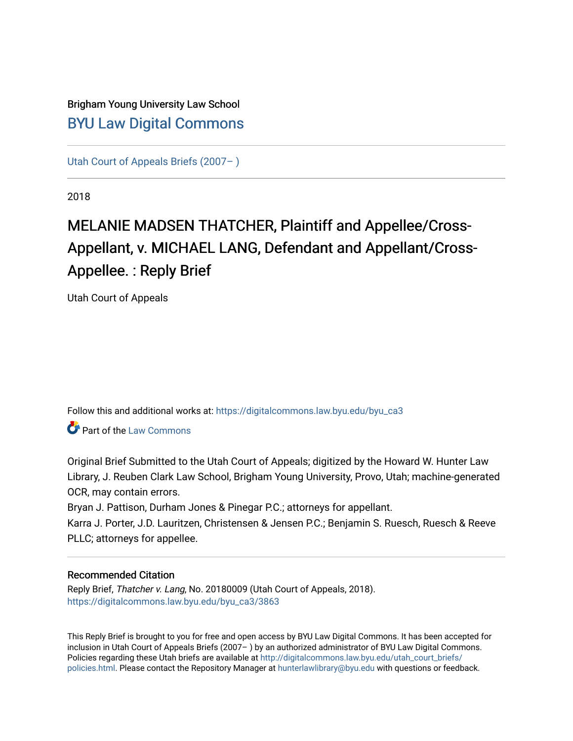Brigham Young University Law School

# BYU Law Digital Commons

Utah Court of Appeals Briefs (2007– )

2018

## MELANIE MADSEN THATCHER, Plaintiff and Appellee/Cross-Appellant, v. MICHAEL LANG, Defendant and Appellant/Cross-Appellee. : Reply Brief

Utah Court of Appeals

Follow this and additional works at: https://digitalcommons.law.byu.edu/byu_ca3

Part of the Law Commons

Original Brief Submitted to the Utah Court of Appeals; digitized by the Howard W. Hunter Law Library, J. Reuben Clark Law School, Brigham Young University, Provo, Utah; machine-generated OCR, may contain errors.

Bryan J. Pattison, Durham Jones & Pinegar P.C.; attorneys for appellant.

Karra J. Porter, J.D. Lauritzen, Christensen & Jensen P.C.; Benjamin S. Ruesch, Ruesch & Reeve PLLC; attorneys for appellee.

### Recommended Citation

Reply Brief, *Thatcher v. Lang*, No. 20180009 (Utah Court of Appeals, 2018).
https://digitalcommons.law.byu.edu/byu_ca3/3863

This Reply Brief is brought to you for free and open access by BYU Law Digital Commons. It has been accepted for inclusion in Utah Court of Appeals Briefs (2007– ) by an authorized administrator of BYU Law Digital Commons. Policies regarding these Utah briefs are available at http://digitalcommons.law.byu.edu/utah_court_briefs/policies.html. Please contact the Repository Manager at hunterlawlibrary@byu.edu with questions or feedback.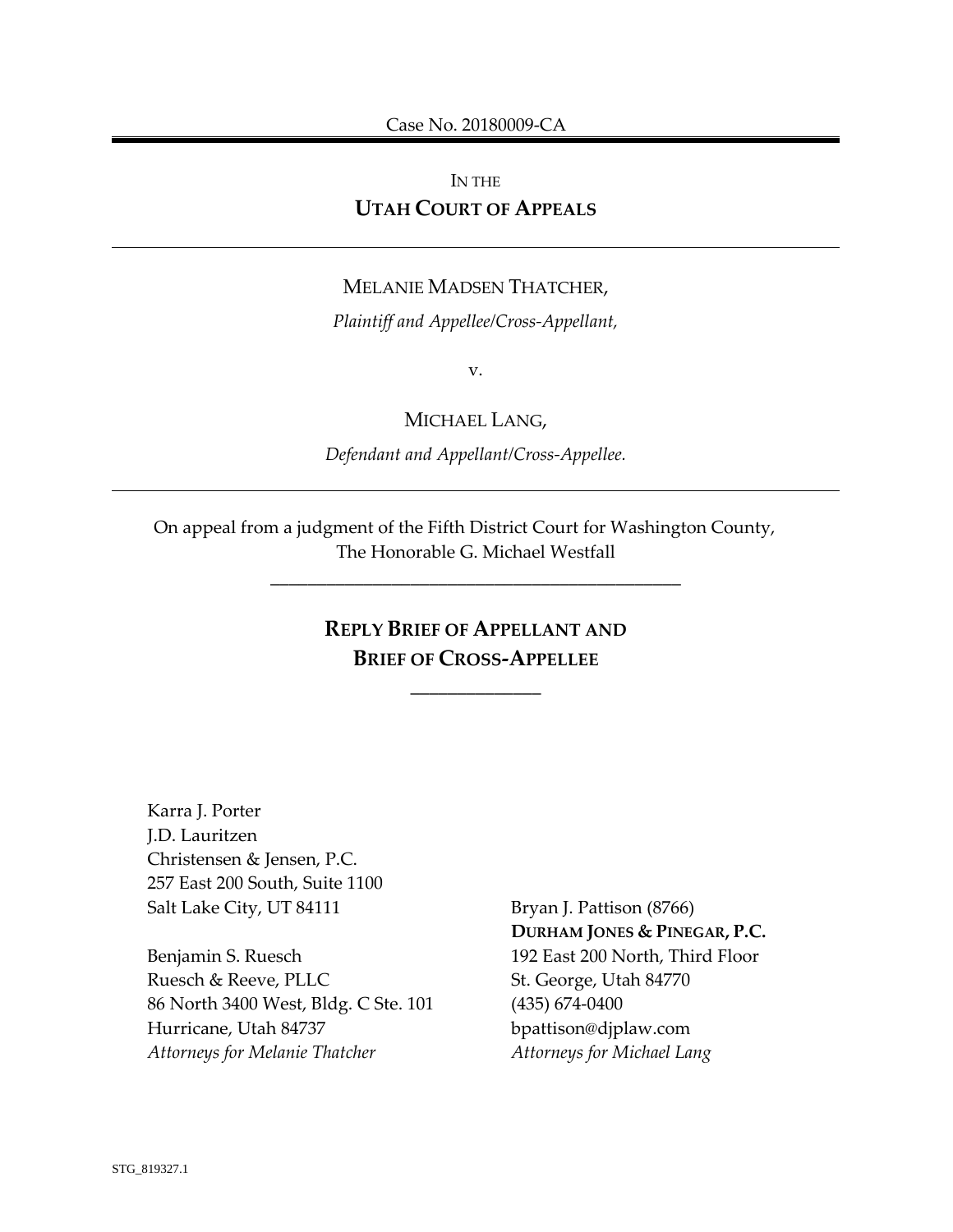Case No. 20180009-CA

IN THE

**UTAH COURT OF APPEALS**

---

MELANIE MADSEN THATCHER,

*Plaintiff and Appellee/Cross-Appellant,*

v.

MICHAEL LANG,

*Defendant and Appellant/Cross-Appellee.*

---

On appeal from a judgment of the Fifth District Court for Washington County, The Honorable G. Michael Westfall

---

**REPLY BRIEF OF APPELLANT AND BRIEF OF CROSS-APPELLEE**

---

Karra J. Porter
J.D. Lauritzen
Christensen & Jensen, P.C.
257 East 200 South, Suite 1100
Salt Lake City, UT 84111

Benjamin S. Ruesch
Ruesch & Reeve, PLLC
86 North 3400 West, Bldg. C Ste. 101
Hurricane, Utah 84737
*Attorneys for Melanie Thatcher*

Bryan J. Pattison (8766)
**DURHAM JONES & PINEGAR, P.C.**
192 East 200 North, Third Floor
St. George, Utah 84770
(435) 674-0400
bpattison@djplaw.com
*Attorneys for Michael Lang*

STG_819327.1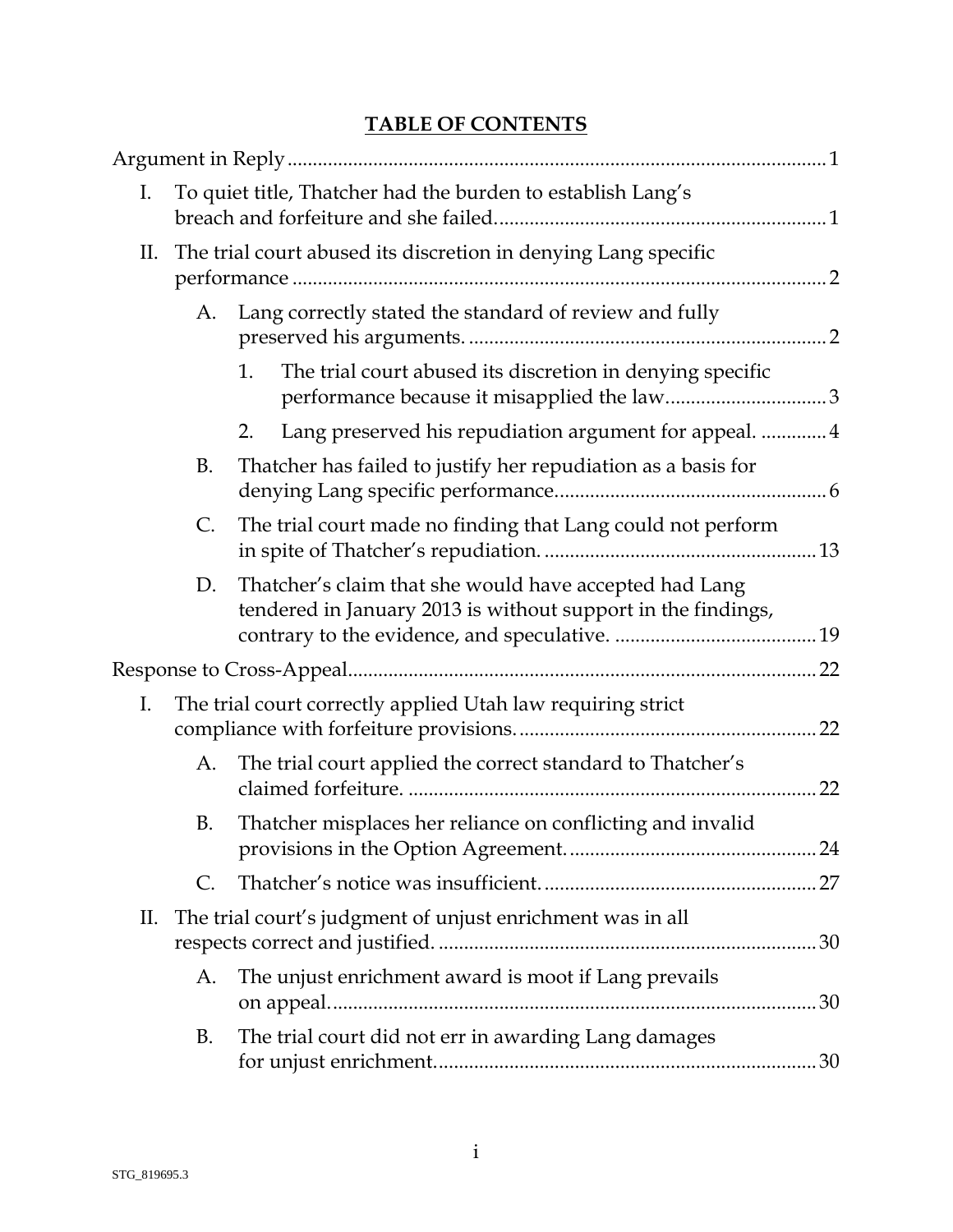# TABLE OF CONTENTS

Argument in Reply .......................................................................................... 1

I. To quiet title, Thatcher had the burden to establish Lang's breach and forfeiture and she failed................................................................ 1

II. The trial court abused its discretion in denying Lang specific performance ......................................................................................... 2

  A. Lang correctly stated the standard of review and fully preserved his arguments. ..................................................................... 2

    1. The trial court abused its discretion in denying specific performance because it misapplied the law................................ 3

    2. Lang preserved his repudiation argument for appeal. ............. 4

  B. Thatcher has failed to justify her repudiation as a basis for denying Lang specific performance..................................................... 6

  C. The trial court made no finding that Lang could not perform in spite of Thatcher's repudiation. ..................................................... 13

  D. Thatcher's claim that she would have accepted had Lang tendered in January 2013 is without support in the findings, contrary to the evidence, and speculative. ........................................ 19

Response to Cross-Appeal............................................................................ 22

I. The trial court correctly applied Utah law requiring strict compliance with forfeiture provisions........................................................... 22

  A. The trial court applied the correct standard to Thatcher's claimed forfeiture. ................................................................................ 22

  B. Thatcher misplaces her reliance on conflicting and invalid provisions in the Option Agreement................................................. 24

  C. Thatcher's notice was insufficient...................................................... 27

II. The trial court's judgment of unjust enrichment was in all respects correct and justified. ........................................................................... 30

  A. The unjust enrichment award is moot if Lang prevails on appeal................................................................................................ 30

  B. The trial court did not err in awarding Lang damages for unjust enrichment........................................................................... 30

STG_819695.3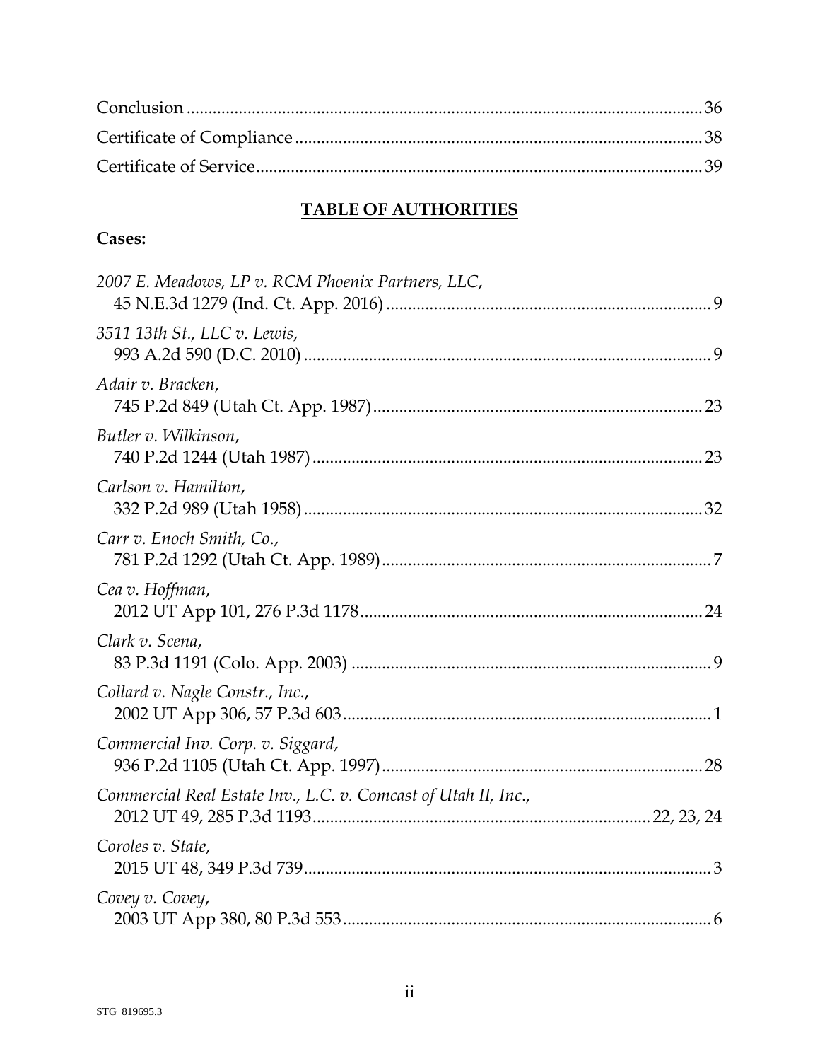Conclusion .......... 36
Certificate of Compliance .......... 38
Certificate of Service .......... 39

## TABLE OF AUTHORITIES

**Cases:**

*2007 E. Meadows, LP v. RCM Phoenix Partners, LLC*,
45 N.E.3d 1279 (Ind. Ct. App. 2016) .......... 9

*3511 13th St., LLC v. Lewis*,
993 A.2d 590 (D.C. 2010) .......... 9

*Adair v. Bracken*,
745 P.2d 849 (Utah Ct. App. 1987) .......... 23

*Butler v. Wilkinson*,
740 P.2d 1244 (Utah 1987) .......... 23

*Carlson v. Hamilton*,
332 P.2d 989 (Utah 1958) .......... 32

*Carr v. Enoch Smith, Co.*,
781 P.2d 1292 (Utah Ct. App. 1989) .......... 7

*Cea v. Hoffman*,
2012 UT App 101, 276 P.3d 1178 .......... 24

*Clark v. Scena*,
83 P.3d 1191 (Colo. App. 2003) .......... 9

*Collard v. Nagle Constr., Inc.*,
2002 UT App 306, 57 P.3d 603 .......... 1

*Commercial Inv. Corp. v. Siggard*,
936 P.2d 1105 (Utah Ct. App. 1997) .......... 28

*Commercial Real Estate Inv., L.C. v. Comcast of Utah II, Inc.*,
2012 UT 49, 285 P.3d 1193 .......... 22, 23, 24

*Coroles v. State*,
2015 UT 48, 349 P.3d 739 .......... 3

*Covey v. Covey*,
2003 UT App 380, 80 P.3d 553 .......... 6

STG_819695.3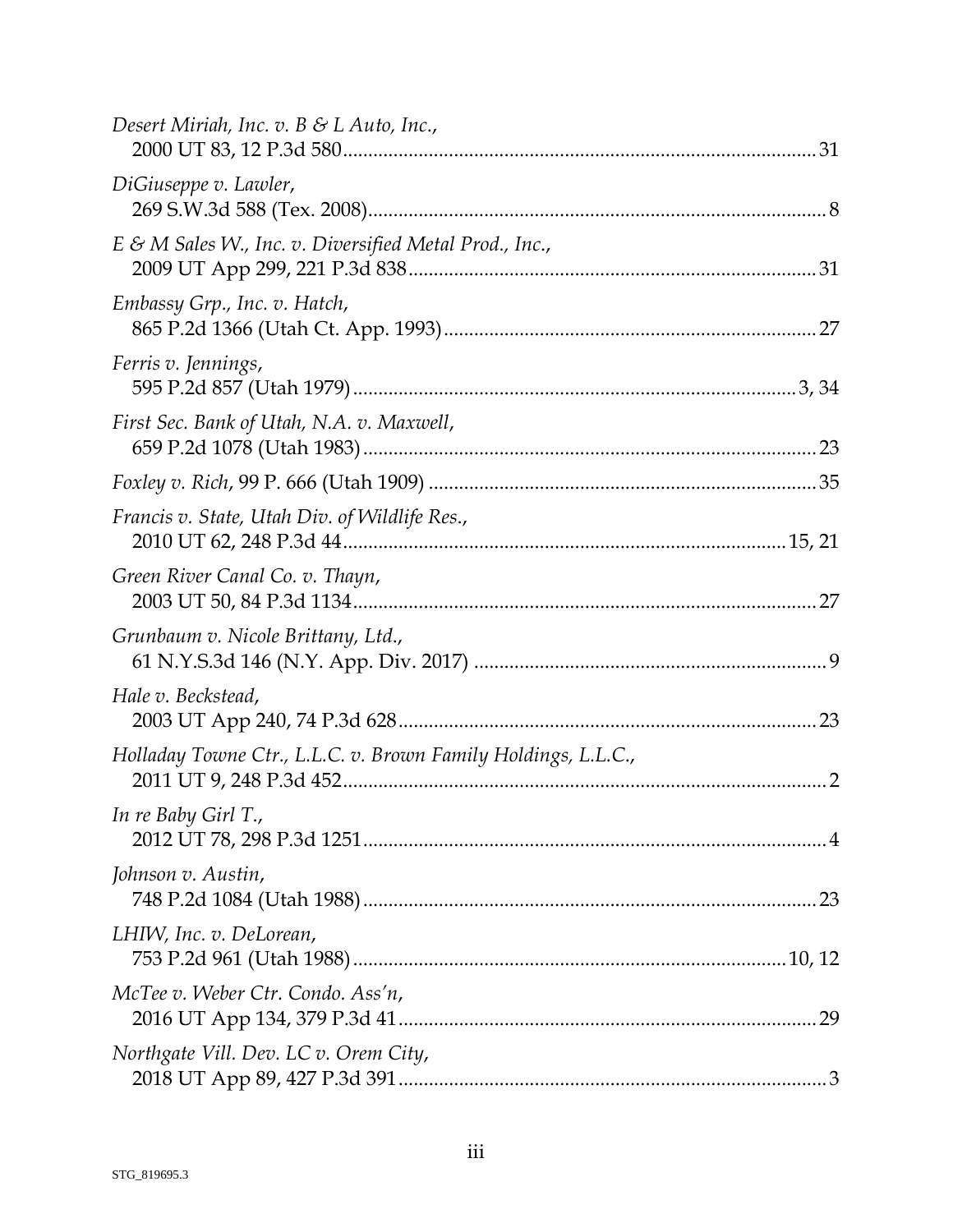*Desert Miriah, Inc. v. B & L Auto, Inc.*,
2000 UT 83, 12 P.3d 580 .......... 31

*DiGiuseppe v. Lawler*,
269 S.W.3d 588 (Tex. 2008) .......... 8

*E & M Sales W., Inc. v. Diversified Metal Prod., Inc.*,
2009 UT App 299, 221 P.3d 838 .......... 31

*Embassy Grp., Inc. v. Hatch*,
865 P.2d 1366 (Utah Ct. App. 1993) .......... 27

*Ferris v. Jennings*,
595 P.2d 857 (Utah 1979) .......... 3, 34

*First Sec. Bank of Utah, N.A. v. Maxwell*,
659 P.2d 1078 (Utah 1983) .......... 23

*Foxley v. Rich*, 99 P. 666 (Utah 1909) .......... 35

*Francis v. State, Utah Div. of Wildlife Res.*,
2010 UT 62, 248 P.3d 44 .......... 15, 21

*Green River Canal Co. v. Thayn*,
2003 UT 50, 84 P.3d 1134 .......... 27

*Grunbaum v. Nicole Brittany, Ltd.*,
61 N.Y.S.3d 146 (N.Y. App. Div. 2017) .......... 9

*Hale v. Beckstead*,
2003 UT App 240, 74 P.3d 628 .......... 23

*Holladay Towne Ctr., L.L.C. v. Brown Family Holdings, L.L.C.*,
2011 UT 9, 248 P.3d 452 .......... 2

*In re Baby Girl T.*,
2012 UT 78, 298 P.3d 1251 .......... 4

*Johnson v. Austin*,
748 P.2d 1084 (Utah 1988) .......... 23

*LHIW, Inc. v. DeLorean*,
753 P.2d 961 (Utah 1988) .......... 10, 12

*McTee v. Weber Ctr. Condo. Ass'n*,
2016 UT App 134, 379 P.3d 41 .......... 29

*Northgate Vill. Dev. LC v. Orem City*,
2018 UT App 89, 427 P.3d 391 .......... 3

STG_819695.3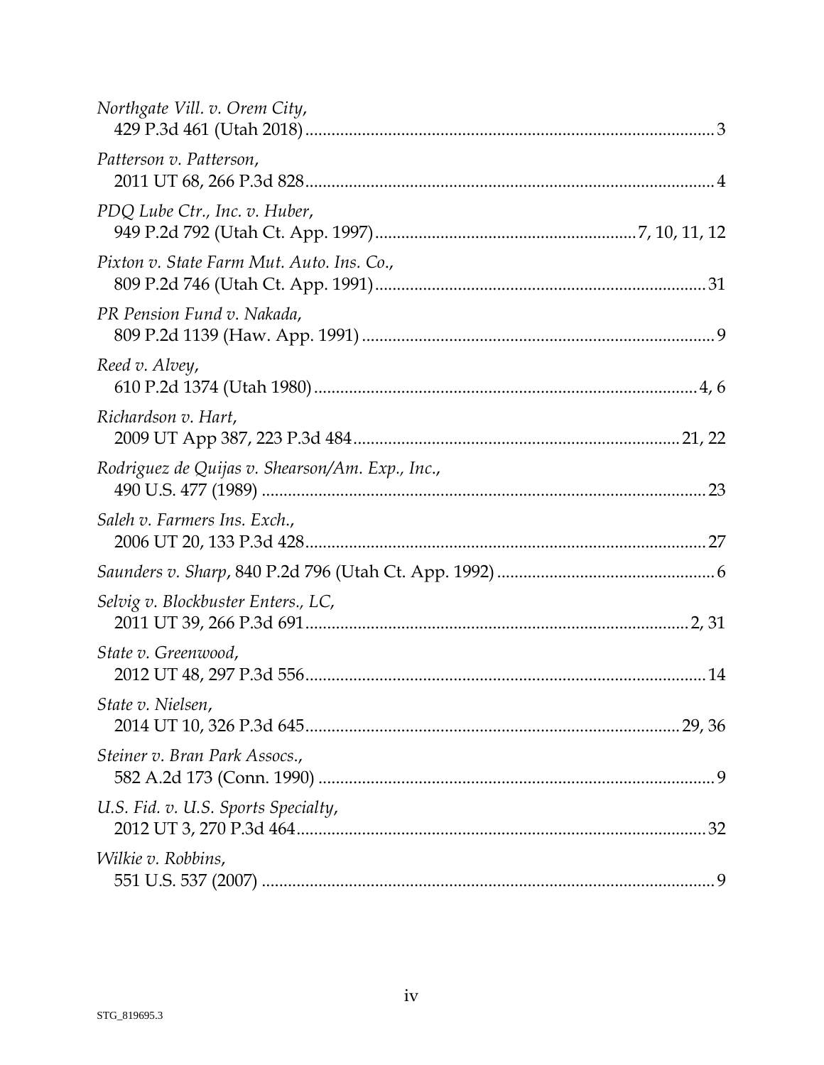*Northgate Vill. v. Orem City*,
429 P.3d 461 (Utah 2018) .......................................................................................... 3

*Patterson v. Patterson*,
2011 UT 68, 266 P.3d 828 .......................................................................................... 4

*PDQ Lube Ctr., Inc. v. Huber*,
949 P.2d 792 (Utah Ct. App. 1997) ........................................................ 7, 10, 11, 12

*Pixton v. State Farm Mut. Auto. Ins. Co.*,
809 P.2d 746 (Utah Ct. App. 1991) ........................................................................ 31

*PR Pension Fund v. Nakada*,
809 P.2d 1139 (Haw. App. 1991) ............................................................................. 9

*Reed v. Alvey*,
610 P.2d 1374 (Utah 1980) .................................................................................... 4, 6

*Richardson v. Hart*,
2009 UT App 387, 223 P.3d 484 ....................................................................... 21, 22

*Rodriguez de Quijas v. Shearson/Am. Exp., Inc.*,
490 U.S. 477 (1989) .................................................................................................. 23

*Saleh v. Farmers Ins. Exch.*,
2006 UT 20, 133 P.3d 428 ........................................................................................ 27

*Saunders v. Sharp*, 840 P.2d 796 (Utah Ct. App. 1992) ............................................... 6

*Selvig v. Blockbuster Enters., LC*,
2011 UT 39, 266 P.3d 691 ..................................................................................... 2, 31

*State v. Greenwood*,
2012 UT 48, 297 P.3d 556 ........................................................................................ 14

*State v. Nielsen*,
2014 UT 10, 326 P.3d 645 .................................................................................. 29, 36

*Steiner v. Bran Park Assocs.*,
582 A.2d 173 (Conn. 1990) ........................................................................................ 9

*U.S. Fid. v. U.S. Sports Specialty*,
2012 UT 3, 270 P.3d 464 .......................................................................................... 32

*Wilkie v. Robbins*,
551 U.S. 537 (2007) .................................................................................................... 9

STG_819695.3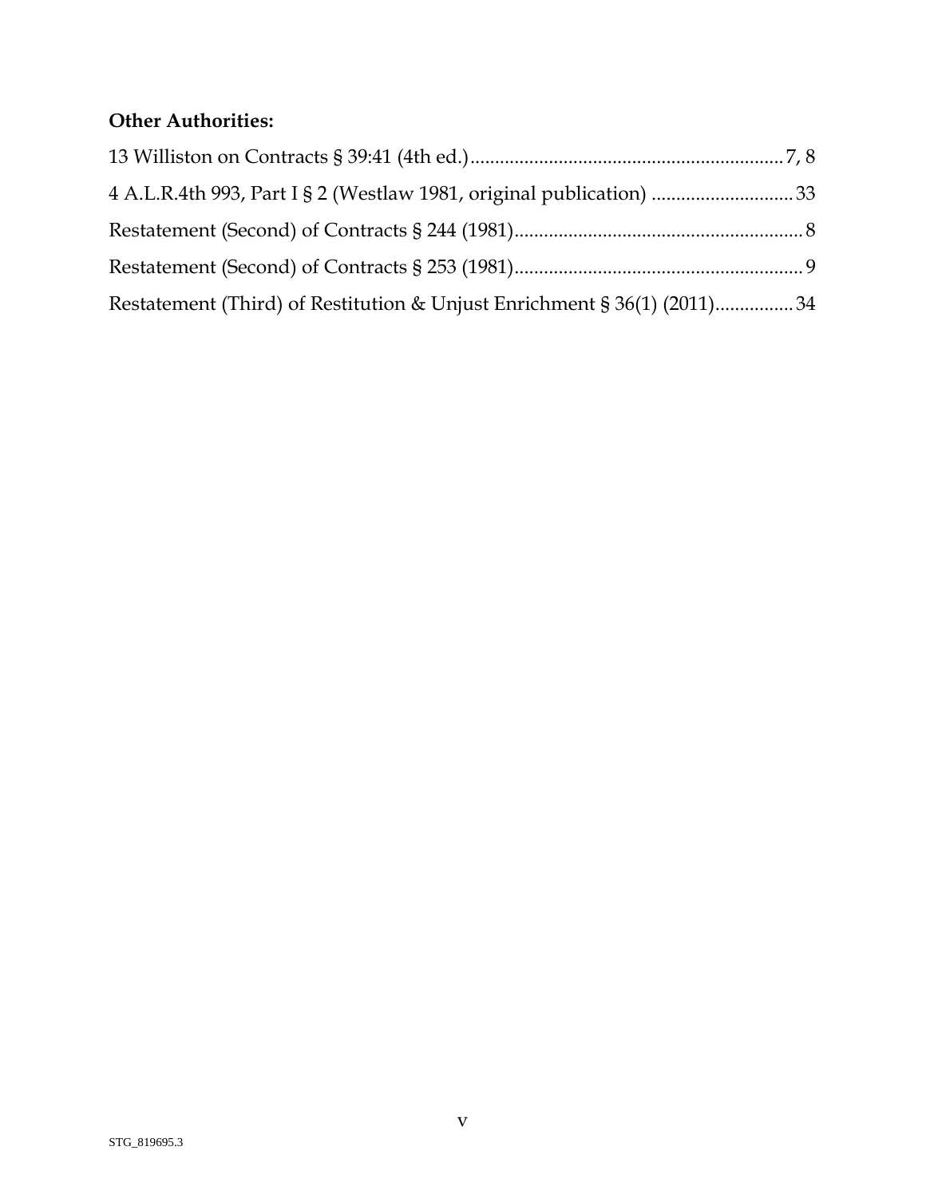**Other Authorities:**

13 Williston on Contracts § 39:41 (4th ed.)................................................................7, 8

4 A.L.R.4th 993, Part I § 2 (Westlaw 1981, original publication) .............................33

Restatement (Second) of Contracts § 244 (1981)...........................................................8

Restatement (Second) of Contracts § 253 (1981)...........................................................9

Restatement (Third) of Restitution & Unjust Enrichment § 36(1) (2011)................34

STG_819695.3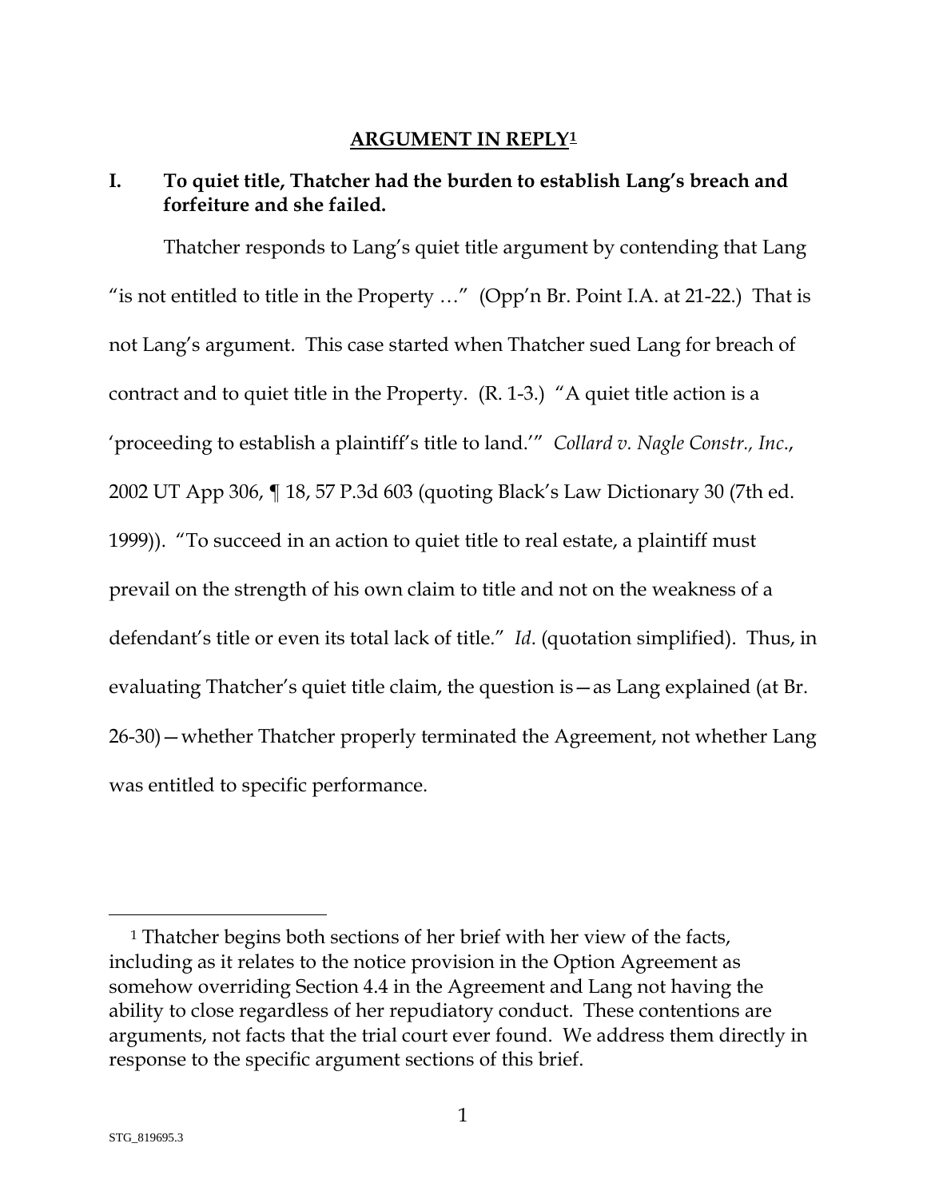# **ARGUMENT IN REPLY**[1]

## I. To quiet title, Thatcher had the burden to establish Lang's breach and forfeiture and she failed.

Thatcher responds to Lang's quiet title argument by contending that Lang "is not entitled to title in the Property …" (Opp'n Br. Point I.A. at 21-22.) That is not Lang's argument. This case started when Thatcher sued Lang for breach of contract and to quiet title in the Property. (R. 1-3.) "A quiet title action is a 'proceeding to establish a plaintiff's title to land.'" *Collard v. Nagle Constr., Inc.*, 2002 UT App 306, ¶ 18, 57 P.3d 603 (quoting Black's Law Dictionary 30 (7th ed. 1999)). "To succeed in an action to quiet title to real estate, a plaintiff must prevail on the strength of his own claim to title and not on the weakness of a defendant's title or even its total lack of title." *Id.* (quotation simplified). Thus, in evaluating Thatcher's quiet title claim, the question is—as Lang explained (at Br. 26-30)—whether Thatcher properly terminated the Agreement, not whether Lang was entitled to specific performance.

---

[1] Thatcher begins both sections of her brief with her view of the facts, including as it relates to the notice provision in the Option Agreement as somehow overriding Section 4.4 in the Agreement and Lang not having the ability to close regardless of her repudiatory conduct. These contentions are arguments, not facts that the trial court ever found. We address them directly in response to the specific argument sections of this brief.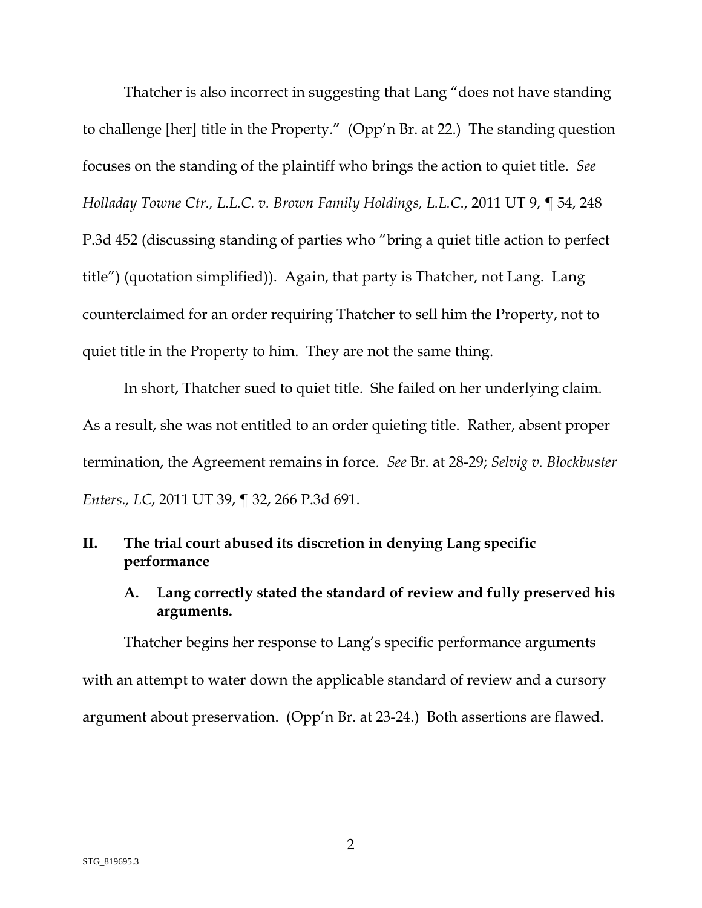Thatcher is also incorrect in suggesting that Lang "does not have standing to challenge [her] title in the Property." (Opp'n Br. at 22.) The standing question focuses on the standing of the plaintiff who brings the action to quiet title. *See Holladay Towne Ctr., L.L.C. v. Brown Family Holdings, L.L.C.*, 2011 UT 9, ¶ 54, 248 P.3d 452 (discussing standing of parties who "bring a quiet title action to perfect title") (quotation simplified)). Again, that party is Thatcher, not Lang. Lang counterclaimed for an order requiring Thatcher to sell him the Property, not to quiet title in the Property to him. They are not the same thing.

In short, Thatcher sued to quiet title. She failed on her underlying claim. As a result, she was not entitled to an order quieting title. Rather, absent proper termination, the Agreement remains in force. *See* Br. at 28-29; *Selvig v. Blockbuster Enters., LC*, 2011 UT 39, ¶ 32, 266 P.3d 691.

## II. The trial court abused its discretion in denying Lang specific performance

### A. Lang correctly stated the standard of review and fully preserved his arguments.

Thatcher begins her response to Lang's specific performance arguments with an attempt to water down the applicable standard of review and a cursory argument about preservation. (Opp'n Br. at 23-24.) Both assertions are flawed.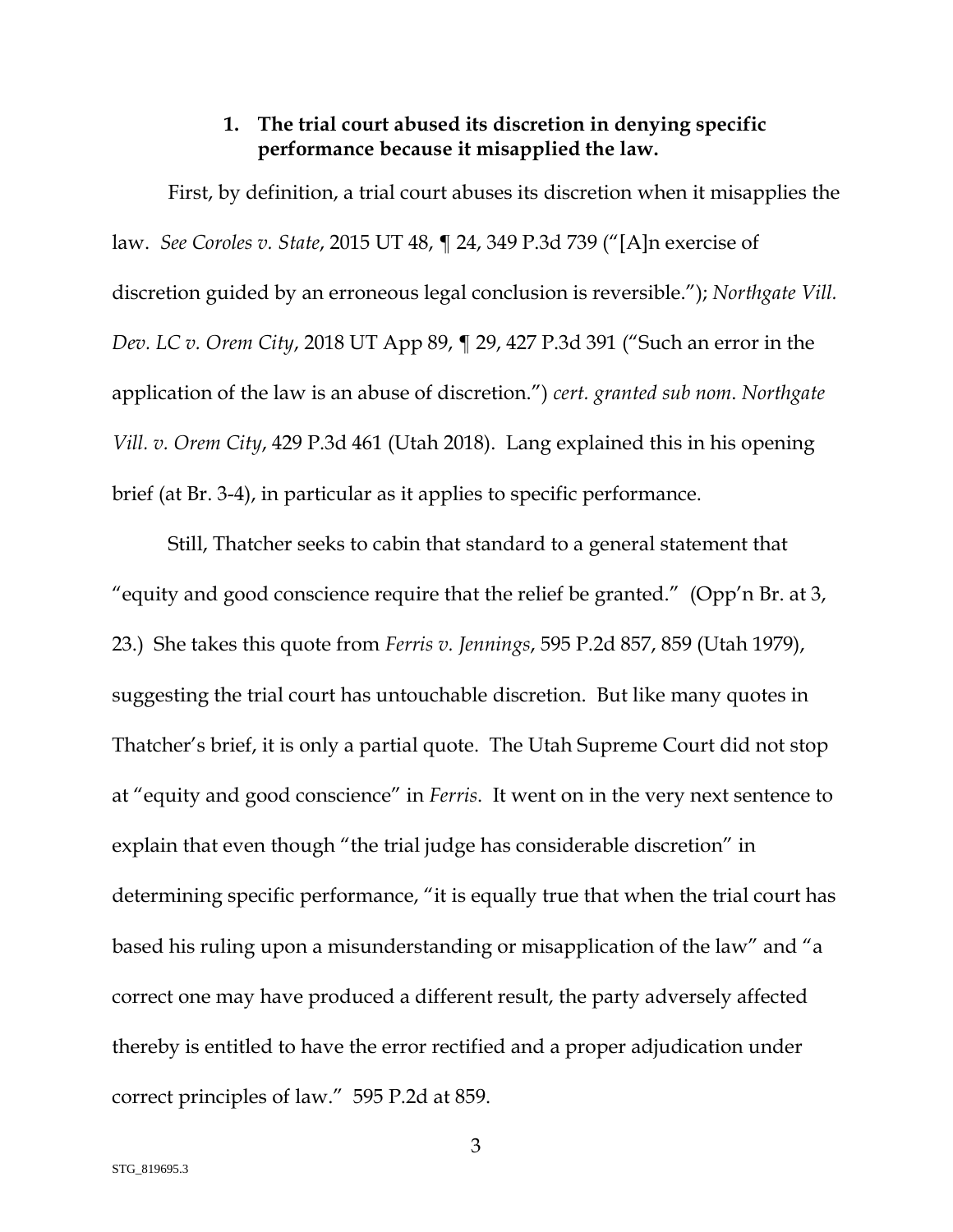### 1. The trial court abused its discretion in denying specific performance because it misapplied the law.

First, by definition, a trial court abuses its discretion when it misapplies the law. *See Coroles v. State*, 2015 UT 48, ¶ 24, 349 P.3d 739 ("[A]n exercise of discretion guided by an erroneous legal conclusion is reversible."); *Northgate Vill. Dev. LC v. Orem City*, 2018 UT App 89, ¶ 29, 427 P.3d 391 ("Such an error in the application of the law is an abuse of discretion.") *cert. granted sub nom. Northgate Vill. v. Orem City*, 429 P.3d 461 (Utah 2018). Lang explained this in his opening brief (at Br. 3-4), in particular as it applies to specific performance.

Still, Thatcher seeks to cabin that standard to a general statement that "equity and good conscience require that the relief be granted." (Opp'n Br. at 3, 23.) She takes this quote from *Ferris v. Jennings*, 595 P.2d 857, 859 (Utah 1979), suggesting the trial court has untouchable discretion. But like many quotes in Thatcher's brief, it is only a partial quote. The Utah Supreme Court did not stop at "equity and good conscience" in *Ferris*. It went on in the very next sentence to explain that even though "the trial judge has considerable discretion" in determining specific performance, "it is equally true that when the trial court has based his ruling upon a misunderstanding or misapplication of the law" and "a correct one may have produced a different result, the party adversely affected thereby is entitled to have the error rectified and a proper adjudication under correct principles of law." 595 P.2d at 859.

STG_819695.3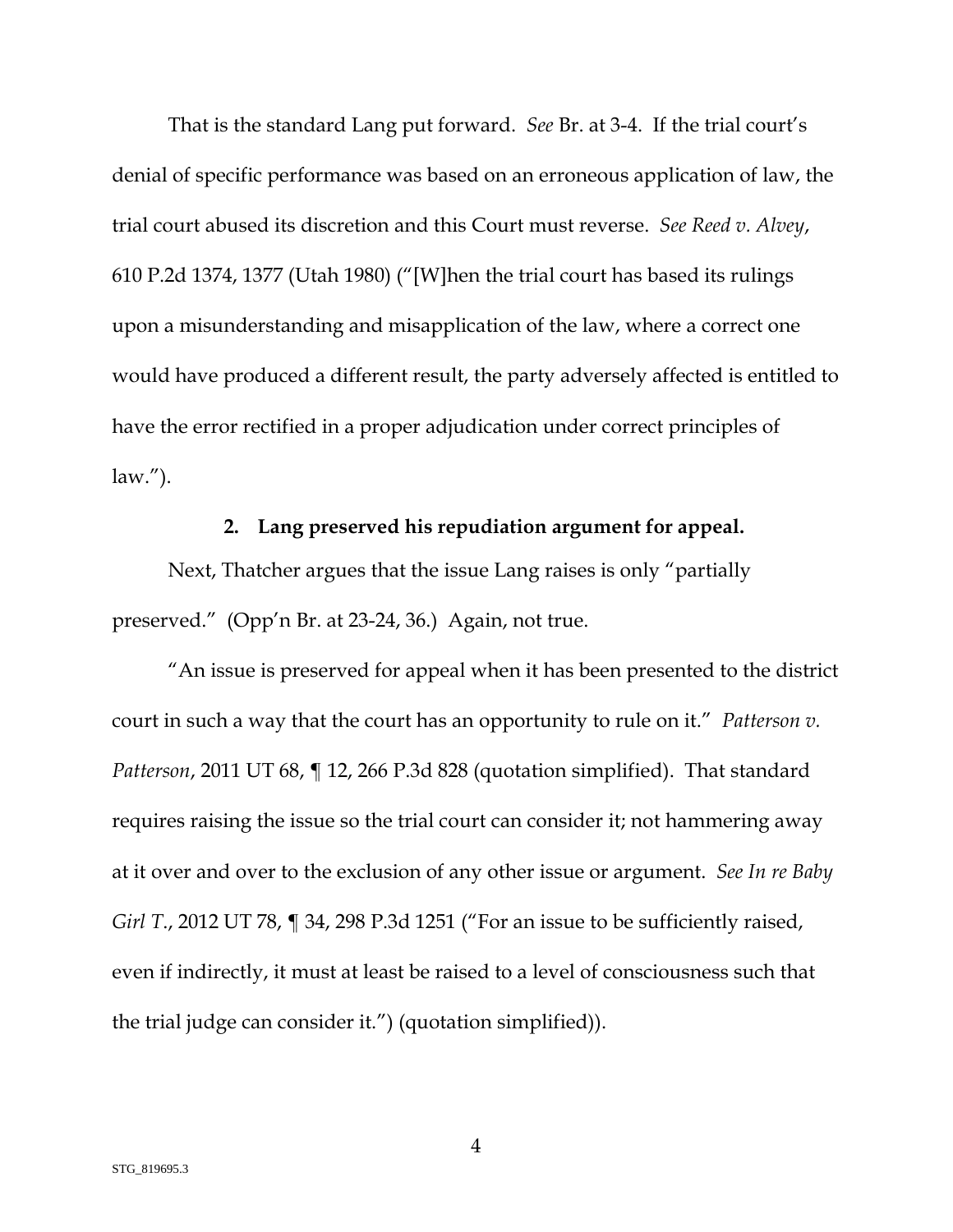That is the standard Lang put forward. *See* Br. at 3-4. If the trial court's denial of specific performance was based on an erroneous application of law, the trial court abused its discretion and this Court must reverse. *See Reed v. Alvey*, 610 P.2d 1374, 1377 (Utah 1980) ("[W]hen the trial court has based its rulings upon a misunderstanding and misapplication of the law, where a correct one would have produced a different result, the party adversely affected is entitled to have the error rectified in a proper adjudication under correct principles of law.").

**2. Lang preserved his repudiation argument for appeal.**

Next, Thatcher argues that the issue Lang raises is only "partially preserved." (Opp'n Br. at 23-24, 36.) Again, not true.

"An issue is preserved for appeal when it has been presented to the district court in such a way that the court has an opportunity to rule on it." *Patterson v. Patterson*, 2011 UT 68, ¶ 12, 266 P.3d 828 (quotation simplified). That standard requires raising the issue so the trial court can consider it; not hammering away at it over and over to the exclusion of any other issue or argument. *See In re Baby Girl T.*, 2012 UT 78, ¶ 34, 298 P.3d 1251 ("For an issue to be sufficiently raised, even if indirectly, it must at least be raised to a level of consciousness such that the trial judge can consider it.") (quotation simplified)).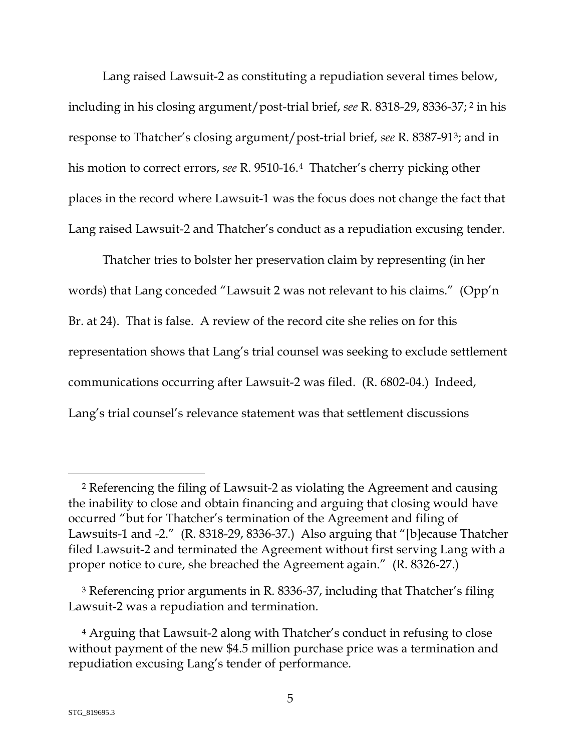Lang raised Lawsuit-2 as constituting a repudiation several times below, including in his closing argument/post-trial brief, *see* R. 8318-29, 8336-37; [2] in his response to Thatcher's closing argument/post-trial brief, *see* R. 8387-91[3]; and in his motion to correct errors, *see* R. 9510-16.[4] Thatcher's cherry picking other places in the record where Lawsuit-1 was the focus does not change the fact that Lang raised Lawsuit-2 and Thatcher's conduct as a repudiation excusing tender.

Thatcher tries to bolster her preservation claim by representing (in her words) that Lang conceded "Lawsuit 2 was not relevant to his claims." (Opp'n Br. at 24). That is false. A review of the record cite she relies on for this representation shows that Lang's trial counsel was seeking to exclude settlement communications occurring after Lawsuit-2 was filed. (R. 6802-04.) Indeed, Lang's trial counsel's relevance statement was that settlement discussions

---

[2] Referencing the filing of Lawsuit-2 as violating the Agreement and causing the inability to close and obtain financing and arguing that closing would have occurred "but for Thatcher's termination of the Agreement and filing of Lawsuits-1 and -2." (R. 8318-29, 8336-37.) Also arguing that "[b]ecause Thatcher filed Lawsuit-2 and terminated the Agreement without first serving Lang with a proper notice to cure, she breached the Agreement again." (R. 8326-27.)

[3] Referencing prior arguments in R. 8336-37, including that Thatcher's filing Lawsuit-2 was a repudiation and termination.

[4] Arguing that Lawsuit-2 along with Thatcher's conduct in refusing to close without payment of the new $4.5 million purchase price was a termination and repudiation excusing Lang's tender of performance.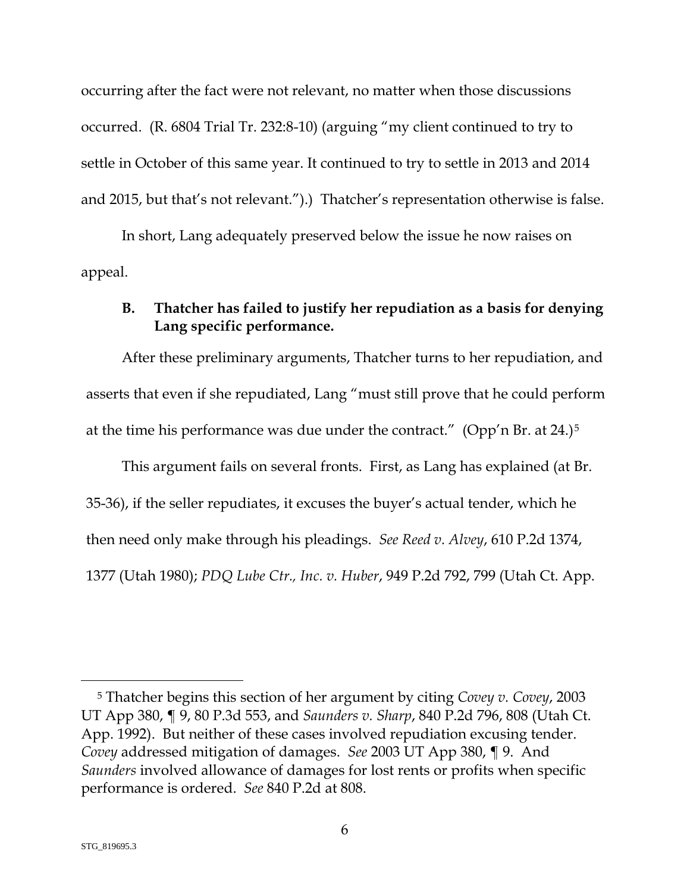occurring after the fact were not relevant, no matter when those discussions occurred. (R. 6804 Trial Tr. 232:8-10) (arguing "my client continued to try to settle in October of this same year. It continued to try to settle in 2013 and 2014 and 2015, but that's not relevant.").) Thatcher's representation otherwise is false.

In short, Lang adequately preserved below the issue he now raises on appeal.

### B. Thatcher has failed to justify her repudiation as a basis for denying Lang specific performance.

After these preliminary arguments, Thatcher turns to her repudiation, and asserts that even if she repudiated, Lang "must still prove that he could perform at the time his performance was due under the contract." (Opp'n Br. at 24.)[5]

This argument fails on several fronts. First, as Lang has explained (at Br. 35-36), if the seller repudiates, it excuses the buyer's actual tender, which he then need only make through his pleadings. *See Reed v. Alvey*, 610 P.2d 1374, 1377 (Utah 1980); *PDQ Lube Ctr., Inc. v. Huber*, 949 P.2d 792, 799 (Utah Ct. App.

---

[5] Thatcher begins this section of her argument by citing *Covey v. Covey*, 2003 UT App 380, ¶ 9, 80 P.3d 553, and *Saunders v. Sharp*, 840 P.2d 796, 808 (Utah Ct. App. 1992). But neither of these cases involved repudiation excusing tender. *Covey* addressed mitigation of damages. *See* 2003 UT App 380, ¶ 9. And *Saunders* involved allowance of damages for lost rents or profits when specific performance is ordered. *See* 840 P.2d at 808.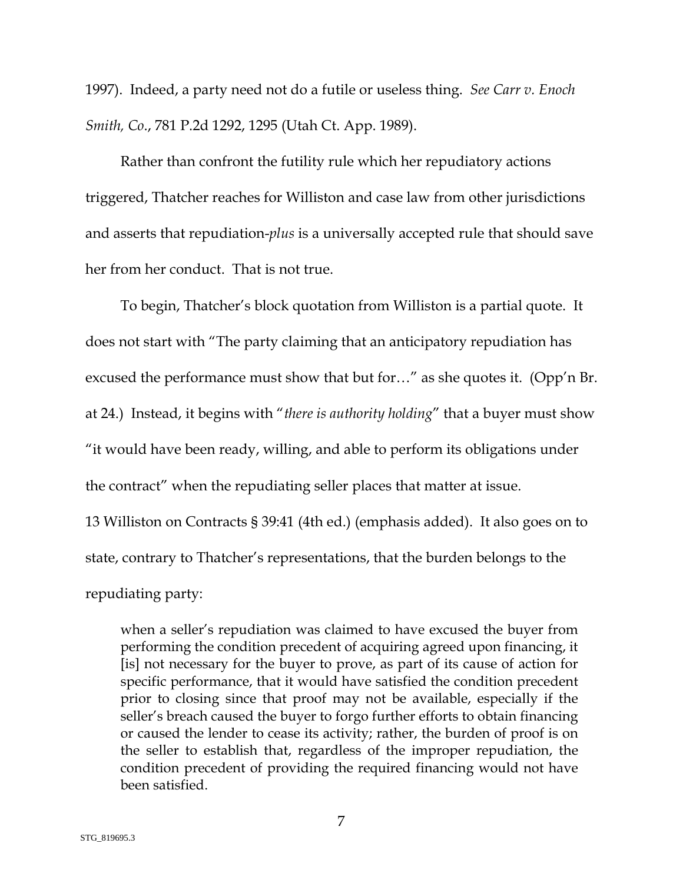1997). Indeed, a party need not do a futile or useless thing. *See Carr v. Enoch Smith, Co.*, 781 P.2d 1292, 1295 (Utah Ct. App. 1989).

Rather than confront the futility rule which her repudiatory actions triggered, Thatcher reaches for Williston and case law from other jurisdictions and asserts that repudiation-*plus* is a universally accepted rule that should save her from her conduct. That is not true.

To begin, Thatcher's block quotation from Williston is a partial quote. It does not start with "The party claiming that an anticipatory repudiation has excused the performance must show that but for…" as she quotes it. (Opp'n Br. at 24.) Instead, it begins with "*there is authority holding*" that a buyer must show "it would have been ready, willing, and able to perform its obligations under the contract" when the repudiating seller places that matter at issue. 13 Williston on Contracts § 39:41 (4th ed.) (emphasis added). It also goes on to state, contrary to Thatcher's representations, that the burden belongs to the repudiating party:

> when a seller's repudiation was claimed to have excused the buyer from performing the condition precedent of acquiring agreed upon financing, it [is] not necessary for the buyer to prove, as part of its cause of action for specific performance, that it would have satisfied the condition precedent prior to closing since that proof may not be available, especially if the seller's breach caused the buyer to forgo further efforts to obtain financing or caused the lender to cease its activity; rather, the burden of proof is on the seller to establish that, regardless of the improper repudiation, the condition precedent of providing the required financing would not have been satisfied.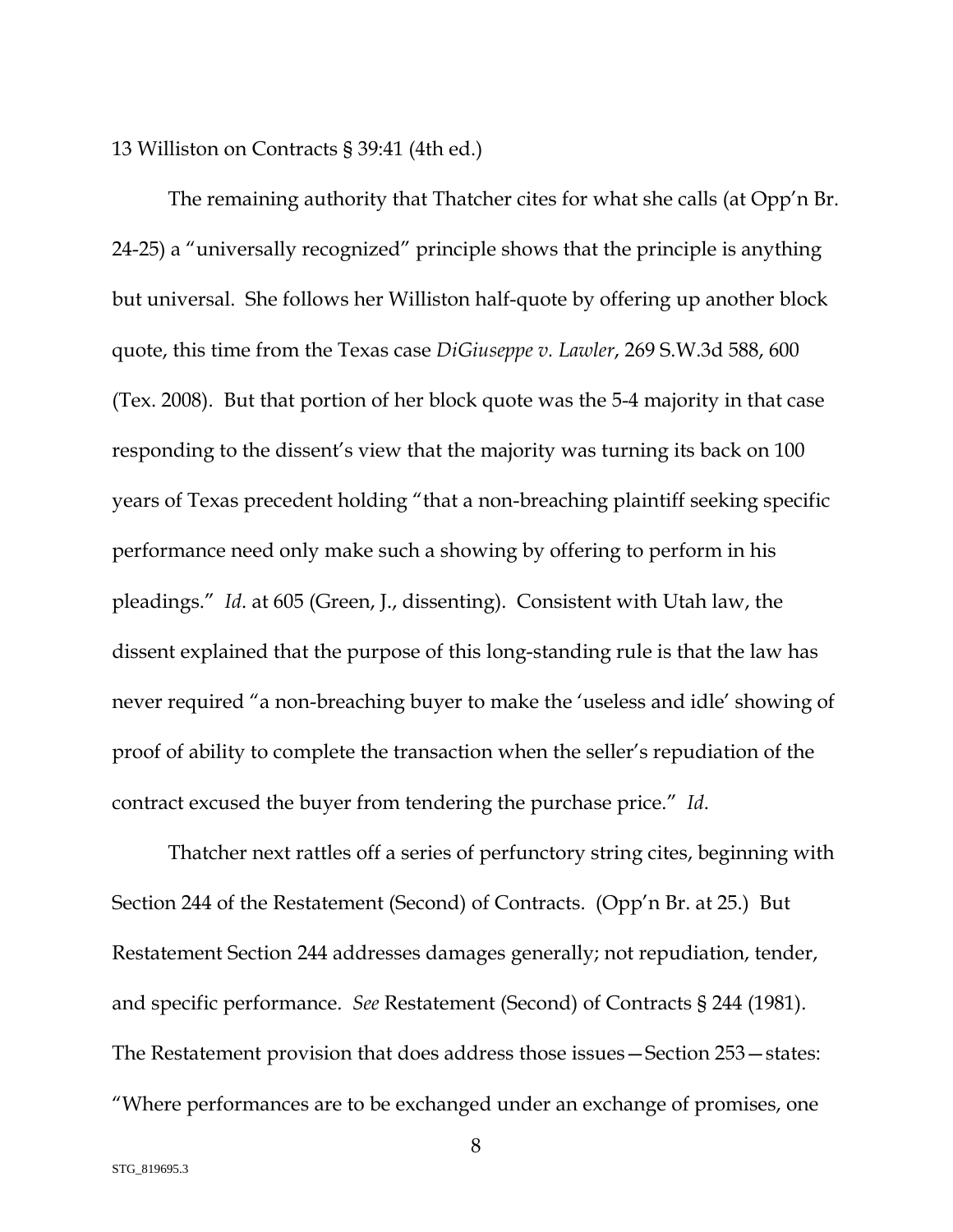13 Williston on Contracts § 39:41 (4th ed.)

The remaining authority that Thatcher cites for what she calls (at Opp'n Br. 24-25) a "universally recognized" principle shows that the principle is anything but universal. She follows her Williston half-quote by offering up another block quote, this time from the Texas case *DiGiuseppe v. Lawler*, 269 S.W.3d 588, 600 (Tex. 2008). But that portion of her block quote was the 5-4 majority in that case responding to the dissent's view that the majority was turning its back on 100 years of Texas precedent holding "that a non-breaching plaintiff seeking specific performance need only make such a showing by offering to perform in his pleadings." *Id*. at 605 (Green, J., dissenting). Consistent with Utah law, the dissent explained that the purpose of this long-standing rule is that the law has never required "a non-breaching buyer to make the 'useless and idle' showing of proof of ability to complete the transaction when the seller's repudiation of the contract excused the buyer from tendering the purchase price." *Id*.

Thatcher next rattles off a series of perfunctory string cites, beginning with Section 244 of the Restatement (Second) of Contracts. (Opp'n Br. at 25.) But Restatement Section 244 addresses damages generally; not repudiation, tender, and specific performance. *See* Restatement (Second) of Contracts § 244 (1981). The Restatement provision that does address those issues—Section 253—states: "Where performances are to be exchanged under an exchange of promises, one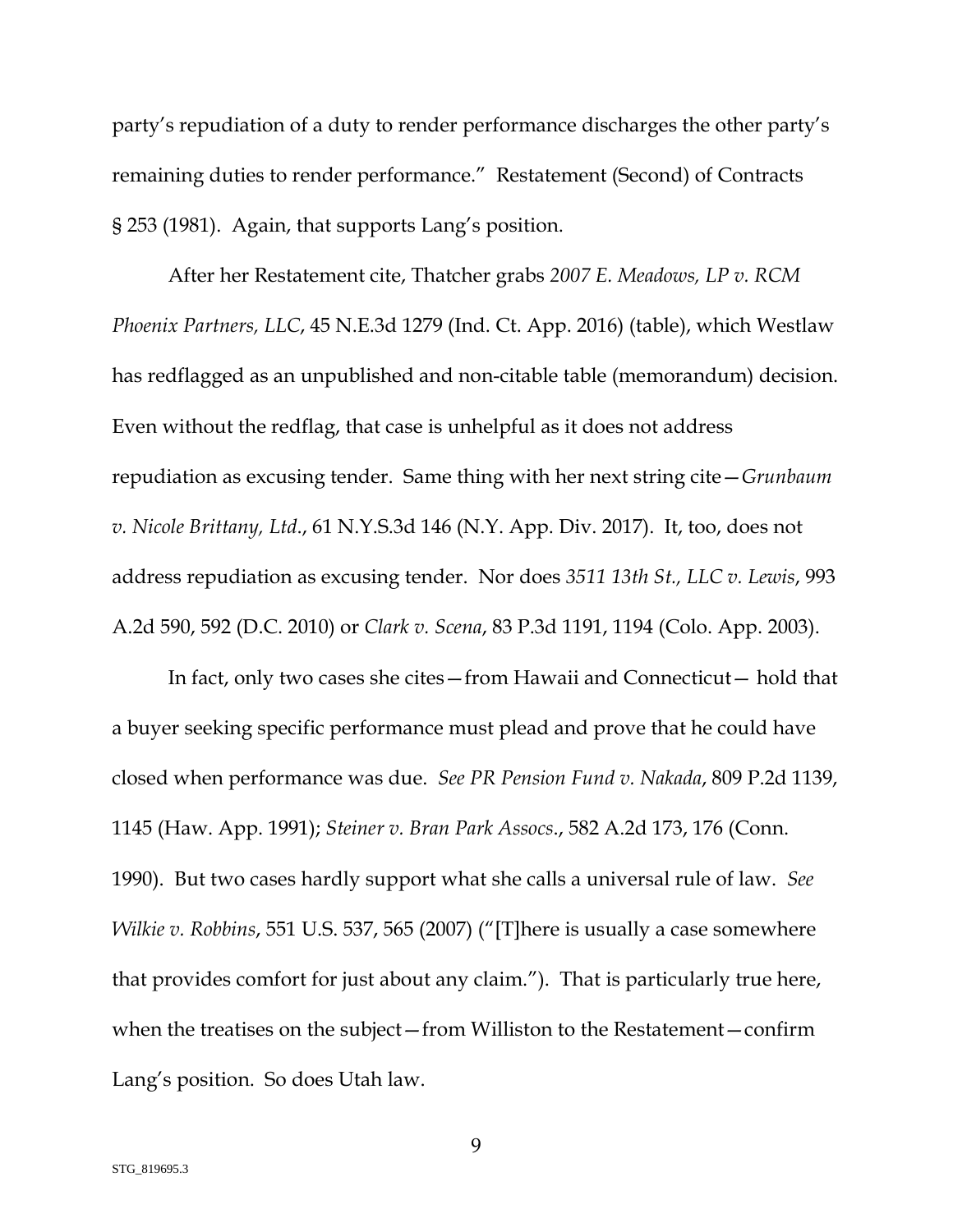party's repudiation of a duty to render performance discharges the other party's remaining duties to render performance." Restatement (Second) of Contracts § 253 (1981). Again, that supports Lang's position.

After her Restatement cite, Thatcher grabs *2007 E. Meadows, LP v. RCM Phoenix Partners, LLC*, 45 N.E.3d 1279 (Ind. Ct. App. 2016) (table), which Westlaw has redflagged as an unpublished and non-citable table (memorandum) decision. Even without the redflag, that case is unhelpful as it does not address repudiation as excusing tender. Same thing with her next string cite—*Grunbaum v. Nicole Brittany, Ltd*., 61 N.Y.S.3d 146 (N.Y. App. Div. 2017). It, too, does not address repudiation as excusing tender. Nor does *3511 13th St., LLC v. Lewis*, 993 A.2d 590, 592 (D.C. 2010) or *Clark v. Scena*, 83 P.3d 1191, 1194 (Colo. App. 2003).

In fact, only two cases she cites—from Hawaii and Connecticut— hold that a buyer seeking specific performance must plead and prove that he could have closed when performance was due. *See PR Pension Fund v. Nakada*, 809 P.2d 1139, 1145 (Haw. App. 1991); *Steiner v. Bran Park Assocs*., 582 A.2d 173, 176 (Conn. 1990). But two cases hardly support what she calls a universal rule of law. *See Wilkie v. Robbins*, 551 U.S. 537, 565 (2007) ("[T]here is usually a case somewhere that provides comfort for just about any claim."). That is particularly true here, when the treatises on the subject—from Williston to the Restatement—confirm Lang's position. So does Utah law.

STG_819695.3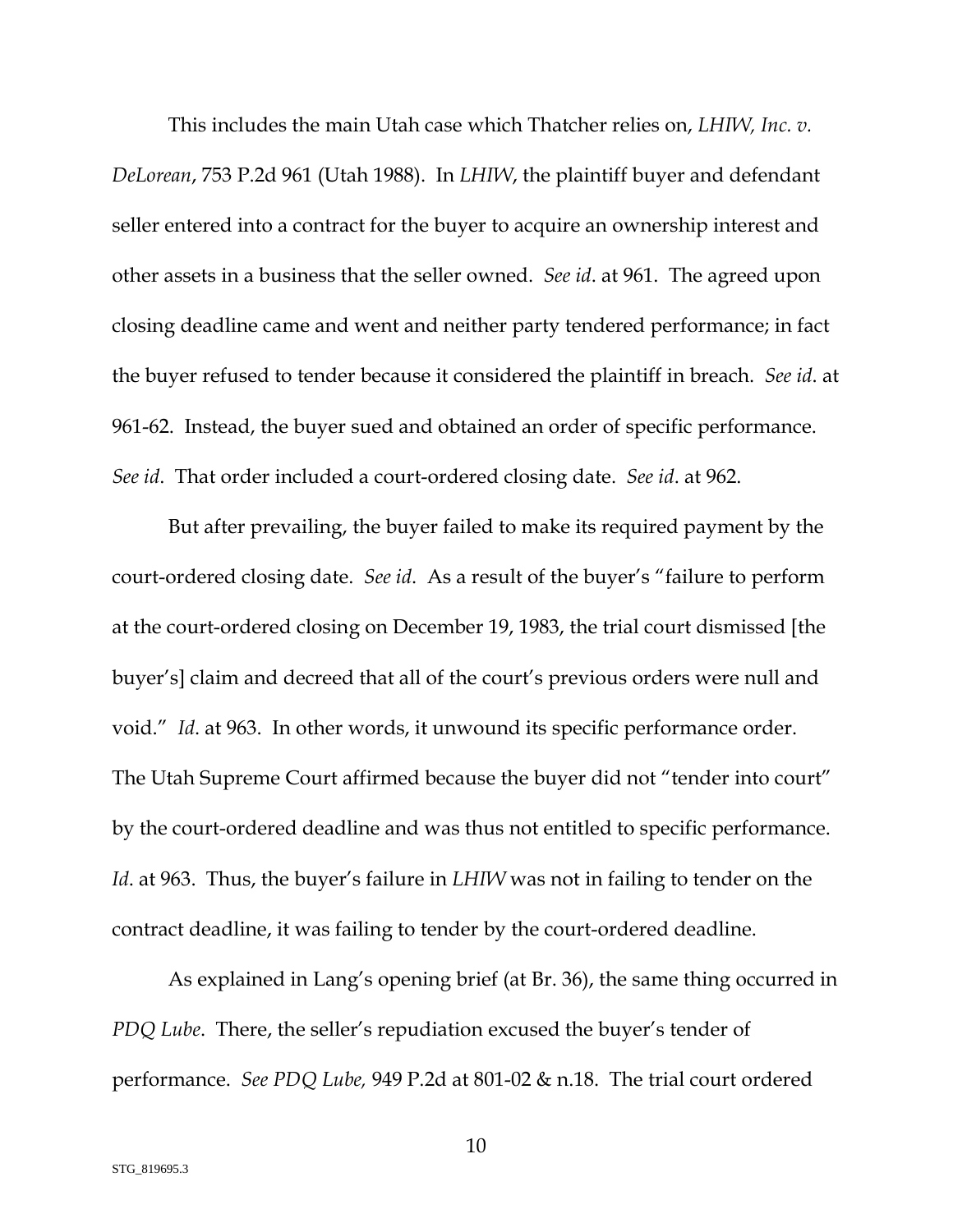This includes the main Utah case which Thatcher relies on, *LHIW, Inc. v. DeLorean*, 753 P.2d 961 (Utah 1988). In *LHIW*, the plaintiff buyer and defendant seller entered into a contract for the buyer to acquire an ownership interest and other assets in a business that the seller owned. *See id*. at 961. The agreed upon closing deadline came and went and neither party tendered performance; in fact the buyer refused to tender because it considered the plaintiff in breach. *See id*. at 961-62. Instead, the buyer sued and obtained an order of specific performance. *See id*. That order included a court-ordered closing date. *See id*. at 962.

But after prevailing, the buyer failed to make its required payment by the court-ordered closing date. *See id*. As a result of the buyer's "failure to perform at the court-ordered closing on December 19, 1983, the trial court dismissed [the buyer's] claim and decreed that all of the court's previous orders were null and void." *Id*. at 963. In other words, it unwound its specific performance order. The Utah Supreme Court affirmed because the buyer did not "tender into court" by the court-ordered deadline and was thus not entitled to specific performance. *Id*. at 963. Thus, the buyer's failure in *LHIW* was not in failing to tender on the contract deadline, it was failing to tender by the court-ordered deadline.

As explained in Lang's opening brief (at Br. 36), the same thing occurred in *PDQ Lube*. There, the seller's repudiation excused the buyer's tender of performance. *See PDQ Lube,* 949 P.2d at 801-02 & n.18. The trial court ordered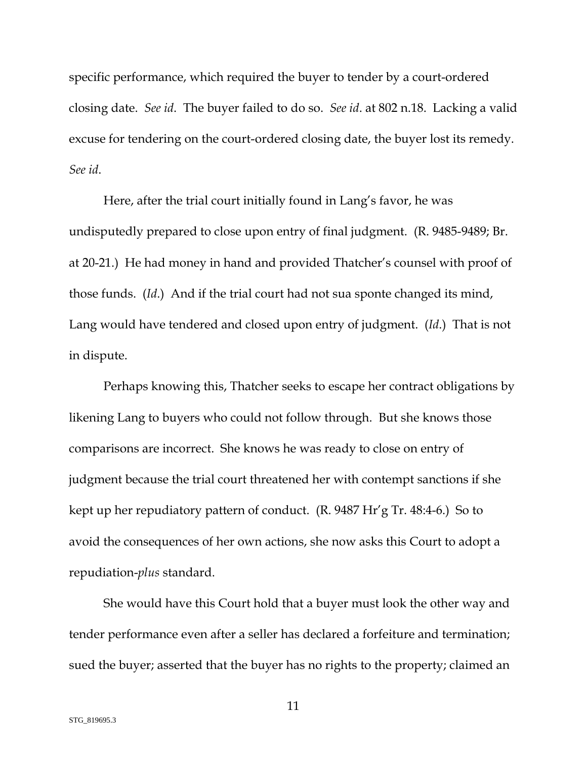specific performance, which required the buyer to tender by a court-ordered closing date. *See id*. The buyer failed to do so. *See id*. at 802 n.18. Lacking a valid excuse for tendering on the court-ordered closing date, the buyer lost its remedy. *See id*.

Here, after the trial court initially found in Lang's favor, he was undisputedly prepared to close upon entry of final judgment. (R. 9485-9489; Br. at 20-21.) He had money in hand and provided Thatcher's counsel with proof of those funds. (*Id*.) And if the trial court had not sua sponte changed its mind, Lang would have tendered and closed upon entry of judgment. (*Id*.) That is not in dispute.

Perhaps knowing this, Thatcher seeks to escape her contract obligations by likening Lang to buyers who could not follow through. But she knows those comparisons are incorrect. She knows he was ready to close on entry of judgment because the trial court threatened her with contempt sanctions if she kept up her repudiatory pattern of conduct. (R. 9487 Hr'g Tr. 48:4-6.) So to avoid the consequences of her own actions, she now asks this Court to adopt a repudiation-*plus* standard.

She would have this Court hold that a buyer must look the other way and tender performance even after a seller has declared a forfeiture and termination; sued the buyer; asserted that the buyer has no rights to the property; claimed an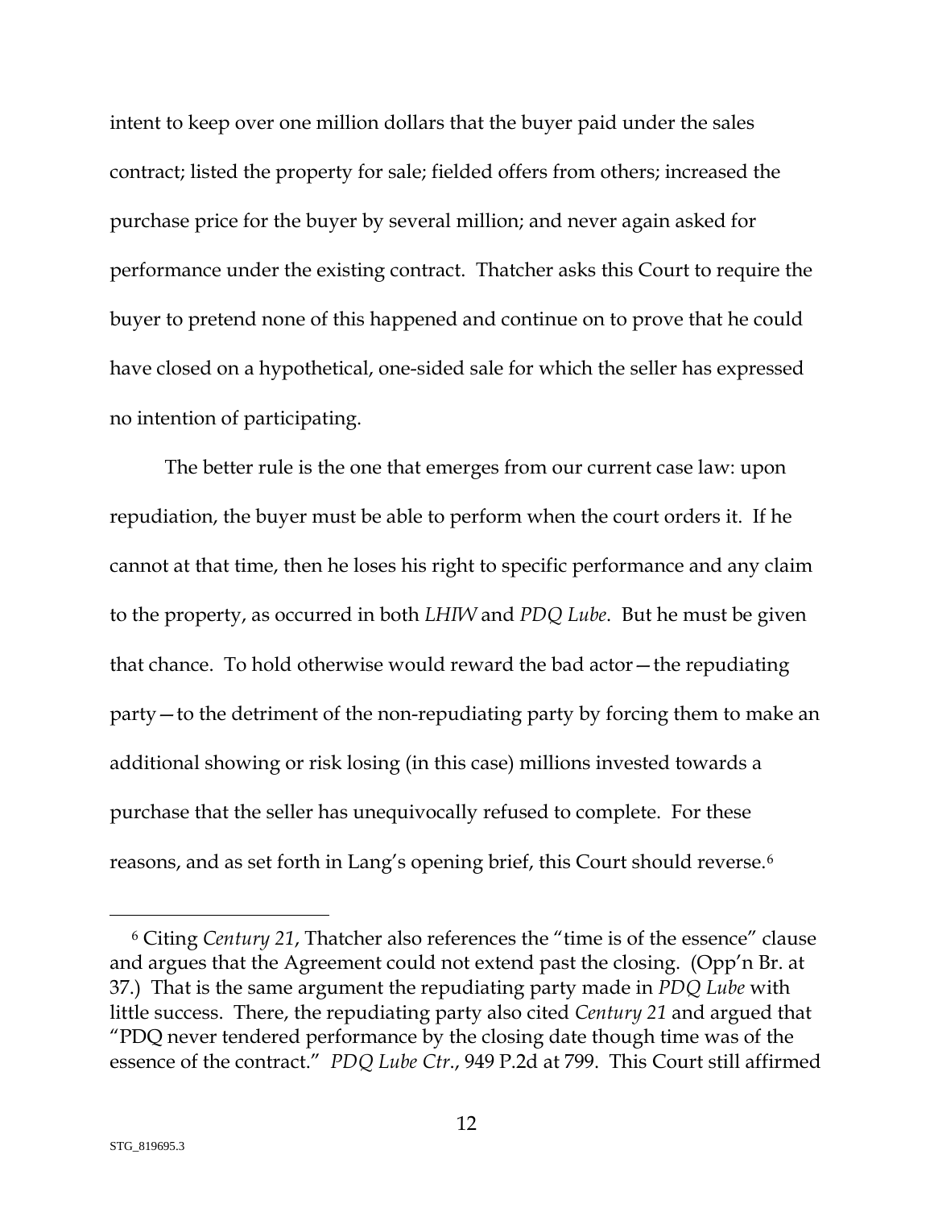intent to keep over one million dollars that the buyer paid under the sales contract; listed the property for sale; fielded offers from others; increased the purchase price for the buyer by several million; and never again asked for performance under the existing contract. Thatcher asks this Court to require the buyer to pretend none of this happened and continue on to prove that he could have closed on a hypothetical, one-sided sale for which the seller has expressed no intention of participating.

The better rule is the one that emerges from our current case law: upon repudiation, the buyer must be able to perform when the court orders it. If he cannot at that time, then he loses his right to specific performance and any claim to the property, as occurred in both *LHIW* and *PDQ Lube*. But he must be given that chance. To hold otherwise would reward the bad actor—the repudiating party—to the detriment of the non-repudiating party by forcing them to make an additional showing or risk losing (in this case) millions invested towards a purchase that the seller has unequivocally refused to complete. For these reasons, and as set forth in Lang's opening brief, this Court should reverse.[6]

---

[6] Citing *Century 21*, Thatcher also references the "time is of the essence" clause and argues that the Agreement could not extend past the closing. (Opp'n Br. at 37.) That is the same argument the repudiating party made in *PDQ Lube* with little success. There, the repudiating party also cited *Century 21* and argued that "PDQ never tendered performance by the closing date though time was of the essence of the contract." *PDQ Lube Ctr.*, 949 P.2d at 799. This Court still affirmed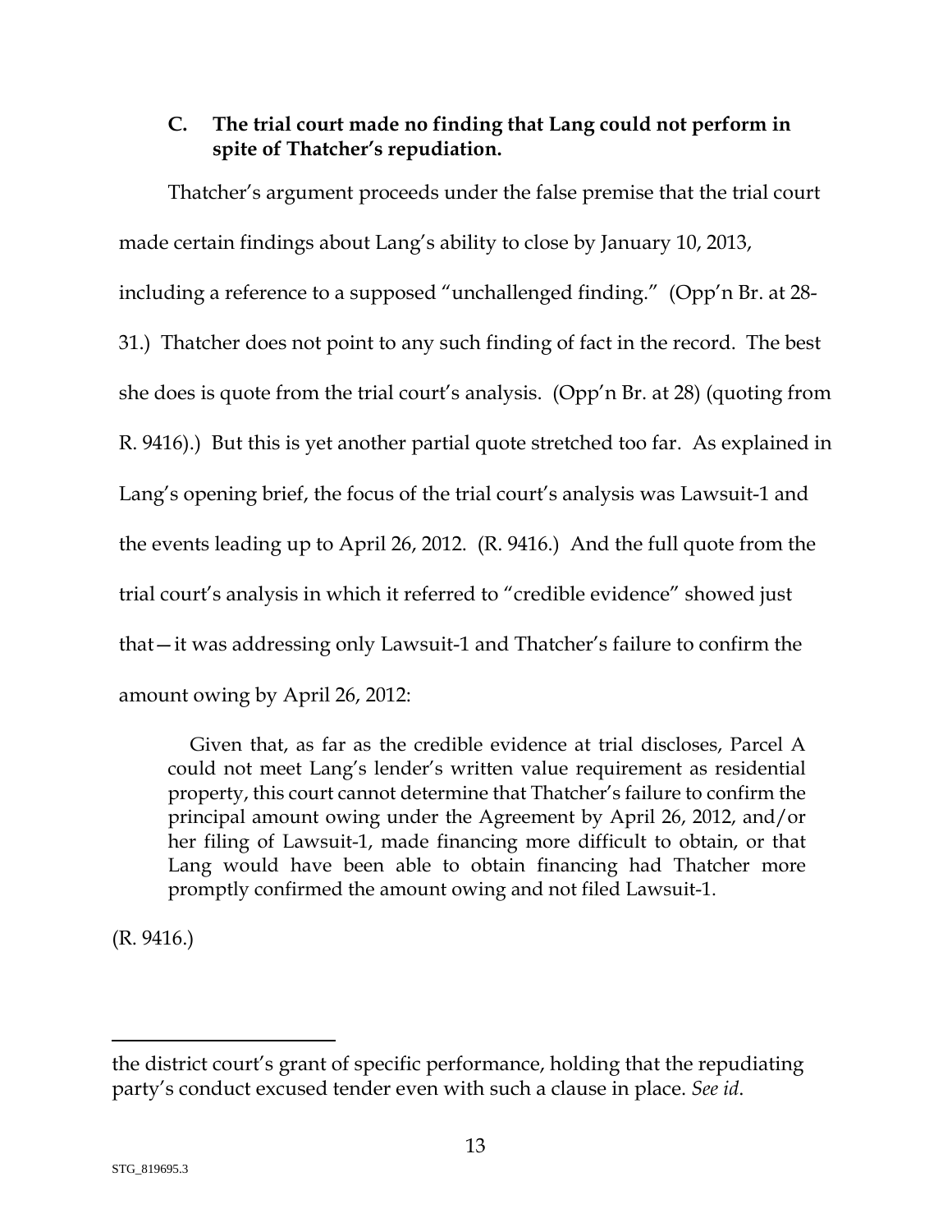### C. The trial court made no finding that Lang could not perform in spite of Thatcher's repudiation.

Thatcher's argument proceeds under the false premise that the trial court made certain findings about Lang's ability to close by January 10, 2013, including a reference to a supposed "unchallenged finding." (Opp'n Br. at 28-31.) Thatcher does not point to any such finding of fact in the record. The best she does is quote from the trial court's analysis. (Opp'n Br. at 28) (quoting from R. 9416).) But this is yet another partial quote stretched too far. As explained in Lang's opening brief, the focus of the trial court's analysis was Lawsuit-1 and the events leading up to April 26, 2012. (R. 9416.) And the full quote from the trial court's analysis in which it referred to "credible evidence" showed just that—it was addressing only Lawsuit-1 and Thatcher's failure to confirm the amount owing by April 26, 2012:

> Given that, as far as the credible evidence at trial discloses, Parcel A could not meet Lang's lender's written value requirement as residential property, this court cannot determine that Thatcher's failure to confirm the principal amount owing under the Agreement by April 26, 2012, and/or her filing of Lawsuit-1, made financing more difficult to obtain, or that Lang would have been able to obtain financing had Thatcher more promptly confirmed the amount owing and not filed Lawsuit-1.

(R. 9416.)

---

the district court's grant of specific performance, holding that the repudiating party's conduct excused tender even with such a clause in place. *See id.*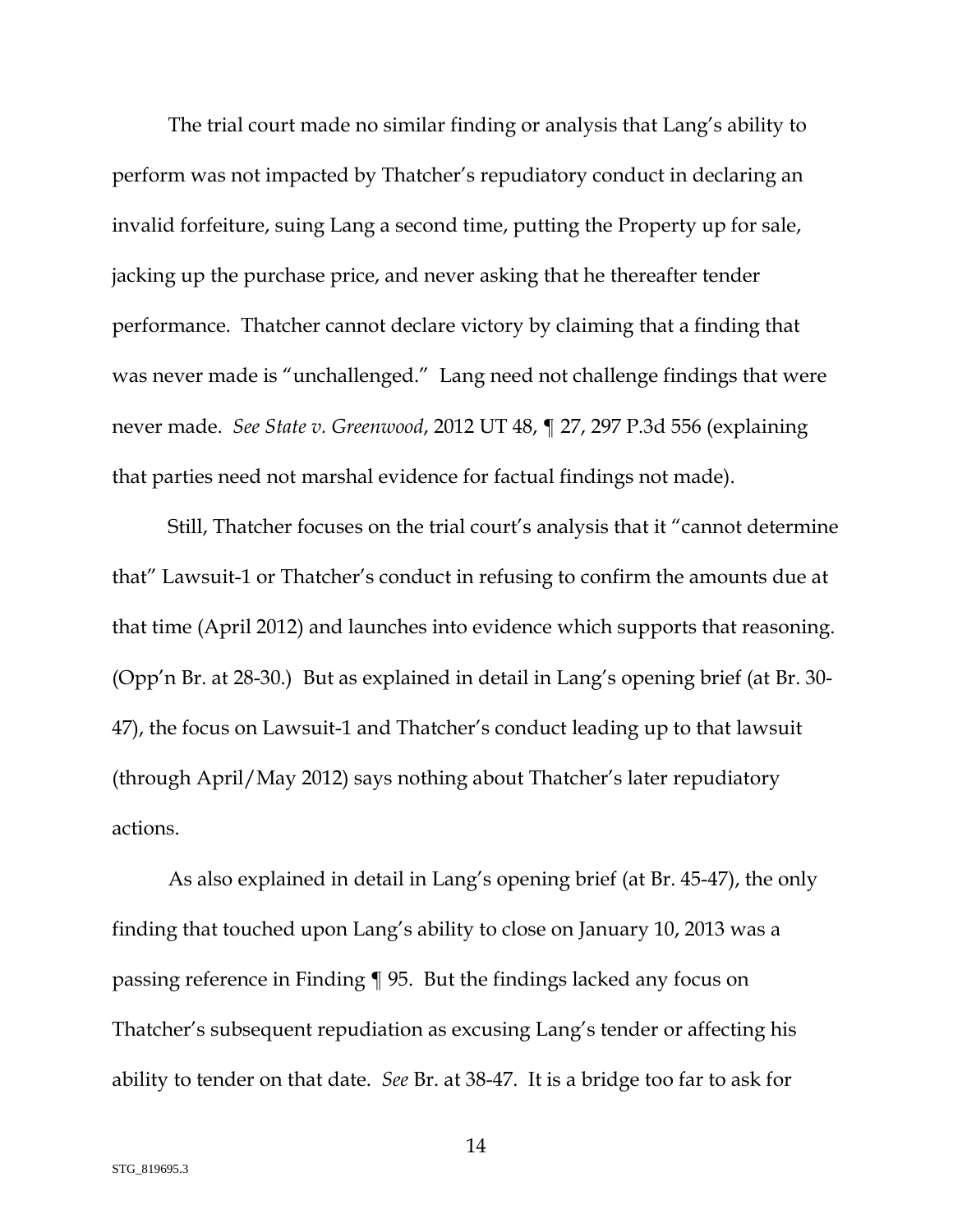The trial court made no similar finding or analysis that Lang's ability to perform was not impacted by Thatcher's repudiatory conduct in declaring an invalid forfeiture, suing Lang a second time, putting the Property up for sale, jacking up the purchase price, and never asking that he thereafter tender performance. Thatcher cannot declare victory by claiming that a finding that was never made is "unchallenged." Lang need not challenge findings that were never made. *See State v. Greenwood*, 2012 UT 48, ¶ 27, 297 P.3d 556 (explaining that parties need not marshal evidence for factual findings not made).

Still, Thatcher focuses on the trial court's analysis that it "cannot determine that" Lawsuit-1 or Thatcher's conduct in refusing to confirm the amounts due at that time (April 2012) and launches into evidence which supports that reasoning. (Opp'n Br. at 28-30.) But as explained in detail in Lang's opening brief (at Br. 30-47), the focus on Lawsuit-1 and Thatcher's conduct leading up to that lawsuit (through April/May 2012) says nothing about Thatcher's later repudiatory actions.

As also explained in detail in Lang's opening brief (at Br. 45-47), the only finding that touched upon Lang's ability to close on January 10, 2013 was a passing reference in Finding ¶ 95. But the findings lacked any focus on Thatcher's subsequent repudiation as excusing Lang's tender or affecting his ability to tender on that date. *See* Br. at 38-47. It is a bridge too far to ask for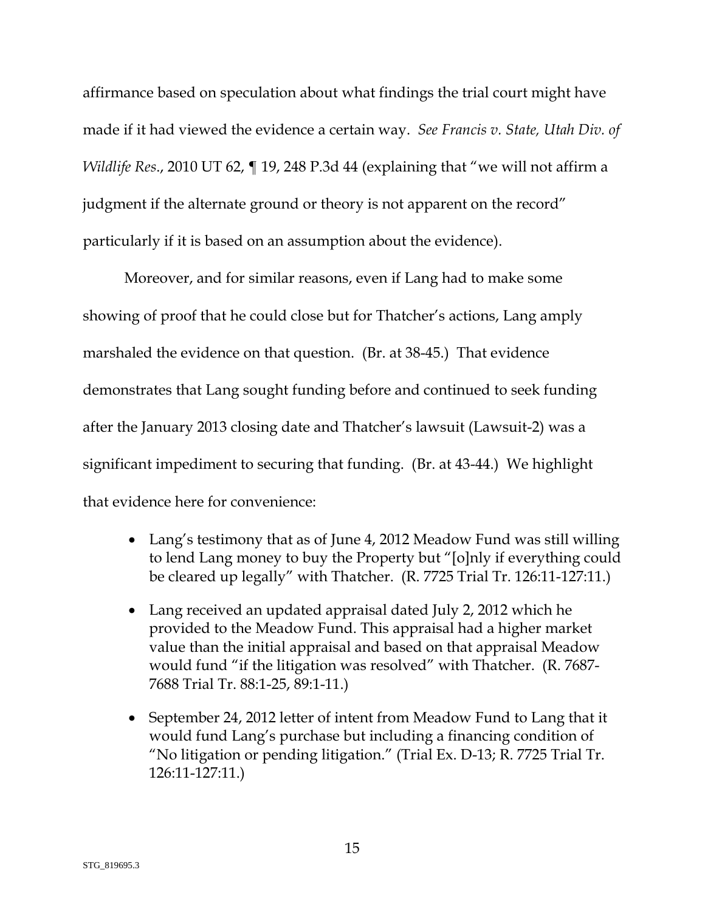affirmance based on speculation about what findings the trial court might have made if it had viewed the evidence a certain way. *See Francis v. State, Utah Div. of Wildlife Res*., 2010 UT 62, ¶ 19, 248 P.3d 44 (explaining that "we will not affirm a judgment if the alternate ground or theory is not apparent on the record" particularly if it is based on an assumption about the evidence).

Moreover, and for similar reasons, even if Lang had to make some showing of proof that he could close but for Thatcher's actions, Lang amply marshaled the evidence on that question. (Br. at 38-45.) That evidence demonstrates that Lang sought funding before and continued to seek funding after the January 2013 closing date and Thatcher's lawsuit (Lawsuit-2) was a significant impediment to securing that funding. (Br. at 43-44.) We highlight that evidence here for convenience:

- Lang's testimony that as of June 4, 2012 Meadow Fund was still willing to lend Lang money to buy the Property but "[o]nly if everything could be cleared up legally" with Thatcher. (R. 7725 Trial Tr. 126:11-127:11.)
- Lang received an updated appraisal dated July 2, 2012 which he provided to the Meadow Fund. This appraisal had a higher market value than the initial appraisal and based on that appraisal Meadow would fund "if the litigation was resolved" with Thatcher. (R. 7687-7688 Trial Tr. 88:1-25, 89:1-11.)
- September 24, 2012 letter of intent from Meadow Fund to Lang that it would fund Lang's purchase but including a financing condition of "No litigation or pending litigation." (Trial Ex. D-13; R. 7725 Trial Tr. 126:11-127:11.)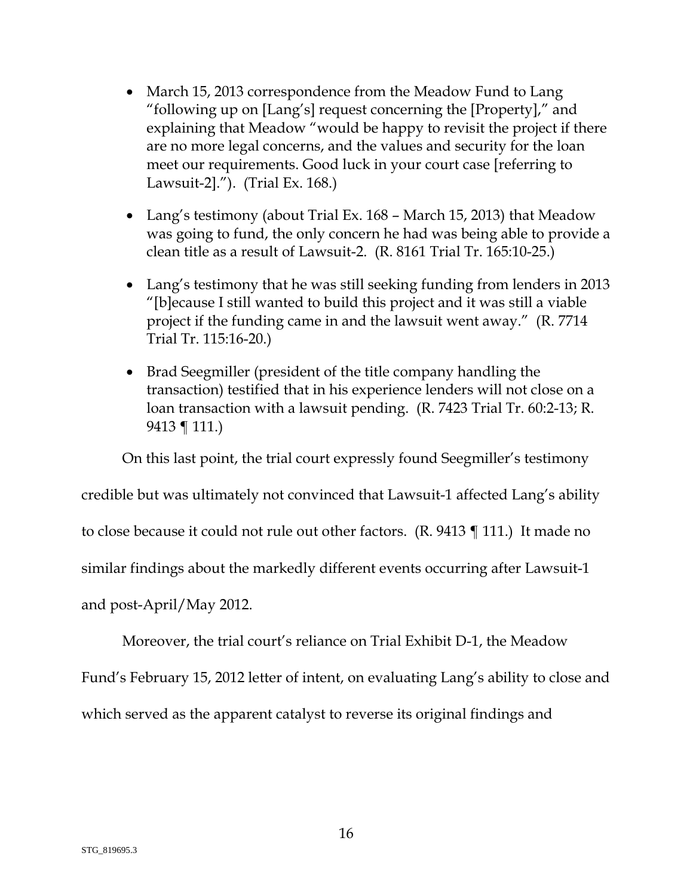- March 15, 2013 correspondence from the Meadow Fund to Lang "following up on [Lang's] request concerning the [Property]," and explaining that Meadow "would be happy to revisit the project if there are no more legal concerns, and the values and security for the loan meet our requirements. Good luck in your court case [referring to Lawsuit-2]."). (Trial Ex. 168.)

- Lang's testimony (about Trial Ex. 168 – March 15, 2013) that Meadow was going to fund, the only concern he had was being able to provide a clean title as a result of Lawsuit-2. (R. 8161 Trial Tr. 165:10-25.)

- Lang's testimony that he was still seeking funding from lenders in 2013 "[b]ecause I still wanted to build this project and it was still a viable project if the funding came in and the lawsuit went away." (R. 7714 Trial Tr. 115:16-20.)

- Brad Seegmiller (president of the title company handling the transaction) testified that in his experience lenders will not close on a loan transaction with a lawsuit pending. (R. 7423 Trial Tr. 60:2-13; R. 9413 ¶ 111.)

On this last point, the trial court expressly found Seegmiller's testimony credible but was ultimately not convinced that Lawsuit-1 affected Lang's ability to close because it could not rule out other factors. (R. 9413 ¶ 111.) It made no similar findings about the markedly different events occurring after Lawsuit-1 and post-April/May 2012.

Moreover, the trial court's reliance on Trial Exhibit D-1, the Meadow Fund's February 15, 2012 letter of intent, on evaluating Lang's ability to close and which served as the apparent catalyst to reverse its original findings and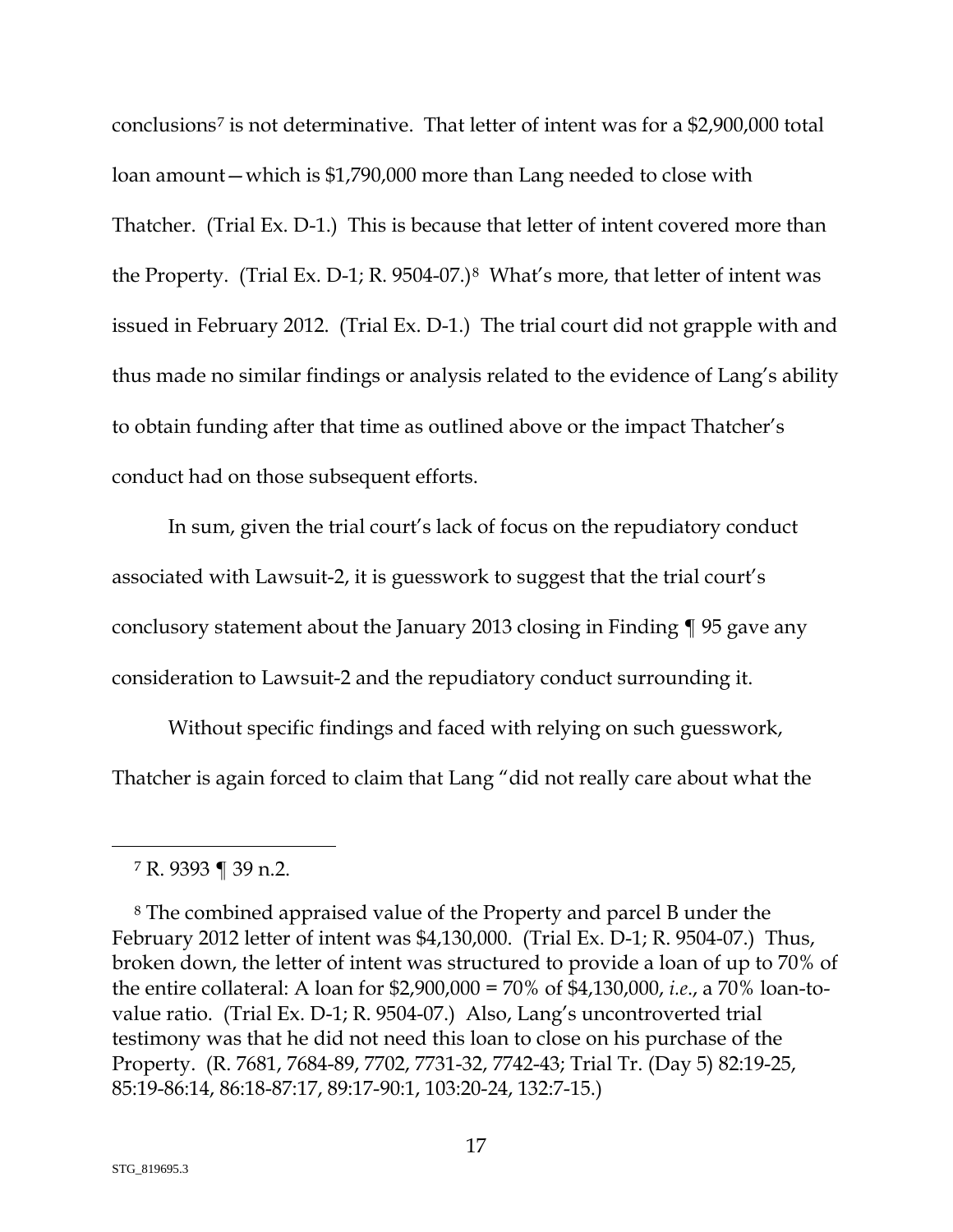conclusions[7] is not determinative. That letter of intent was for a $2,900,000 total loan amount—which is $1,790,000 more than Lang needed to close with Thatcher. (Trial Ex. D-1.) This is because that letter of intent covered more than the Property. (Trial Ex. D-1; R. 9504-07.)[8] What's more, that letter of intent was issued in February 2012. (Trial Ex. D-1.) The trial court did not grapple with and thus made no similar findings or analysis related to the evidence of Lang's ability to obtain funding after that time as outlined above or the impact Thatcher's conduct had on those subsequent efforts.

In sum, given the trial court's lack of focus on the repudiatory conduct associated with Lawsuit-2, it is guesswork to suggest that the trial court's conclusory statement about the January 2013 closing in Finding ¶ 95 gave any consideration to Lawsuit-2 and the repudiatory conduct surrounding it.

Without specific findings and faced with relying on such guesswork, Thatcher is again forced to claim that Lang "did not really care about what the

---

[7] R. 9393 ¶ 39 n.2.

[8] The combined appraised value of the Property and parcel B under the February 2012 letter of intent was $4,130,000. (Trial Ex. D-1; R. 9504-07.) Thus, broken down, the letter of intent was structured to provide a loan of up to 70% of the entire collateral: A loan for $2,900,000 = 70% of $4,130,000, *i.e.*, a 70% loan-to-value ratio. (Trial Ex. D-1; R. 9504-07.) Also, Lang's uncontroverted trial testimony was that he did not need this loan to close on his purchase of the Property. (R. 7681, 7684-89, 7702, 7731-32, 7742-43; Trial Tr. (Day 5) 82:19-25, 85:19-86:14, 86:18-87:17, 89:17-90:1, 103:20-24, 132:7-15.)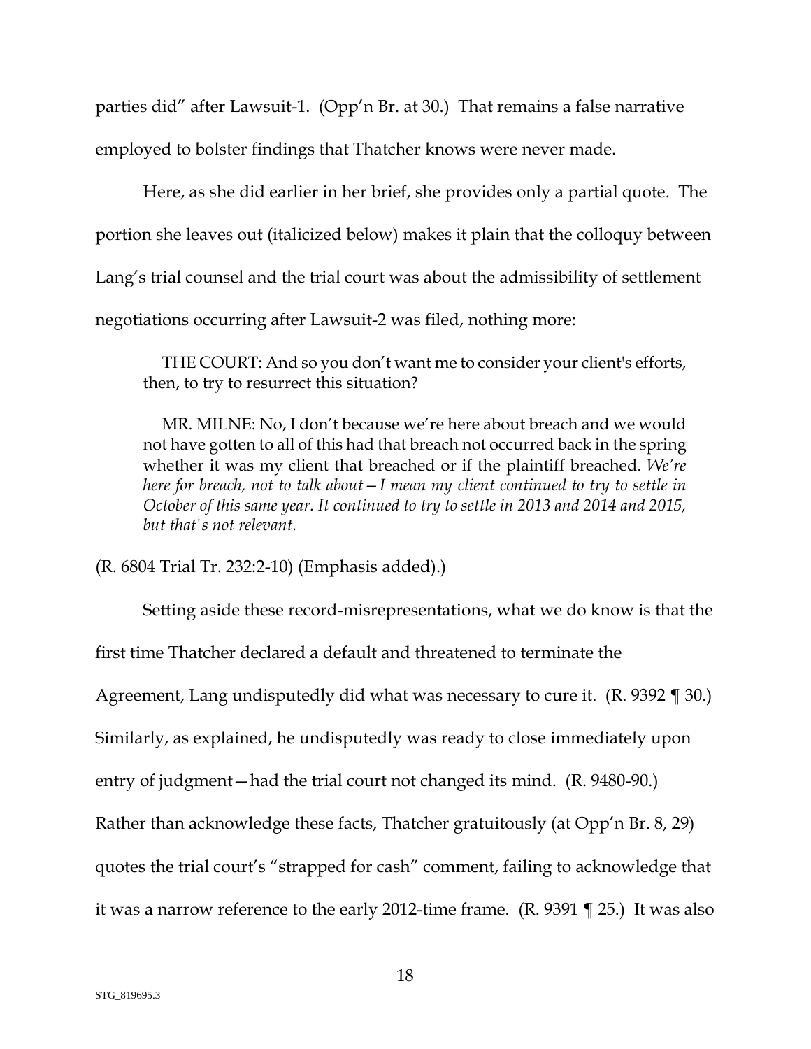parties did" after Lawsuit-1. (Opp'n Br. at 30.) That remains a false narrative employed to bolster findings that Thatcher knows were never made.

Here, as she did earlier in her brief, she provides only a partial quote. The portion she leaves out (italicized below) makes it plain that the colloquy between Lang's trial counsel and the trial court was about the admissibility of settlement negotiations occurring after Lawsuit-2 was filed, nothing more:

> THE COURT: And so you don't want me to consider your client's efforts, then, to try to resurrect this situation?
>
> MR. MILNE: No, I don't because we're here about breach and we would not have gotten to all of this had that breach not occurred back in the spring whether it was my client that breached or if the plaintiff breached. *We're here for breach, not to talk about—I mean my client continued to try to settle in October of this same year. It continued to try to settle in 2013 and 2014 and 2015, but that's not relevant.*

(R. 6804 Trial Tr. 232:2-10) (Emphasis added).)

Setting aside these record-misrepresentations, what we do know is that the first time Thatcher declared a default and threatened to terminate the Agreement, Lang undisputedly did what was necessary to cure it. (R. 9392 ¶ 30.) Similarly, as explained, he undisputedly was ready to close immediately upon entry of judgment—had the trial court not changed its mind. (R. 9480-90.) Rather than acknowledge these facts, Thatcher gratuitously (at Opp'n Br. 8, 29) quotes the trial court's "strapped for cash" comment, failing to acknowledge that it was a narrow reference to the early 2012-time frame. (R. 9391 ¶ 25.) It was also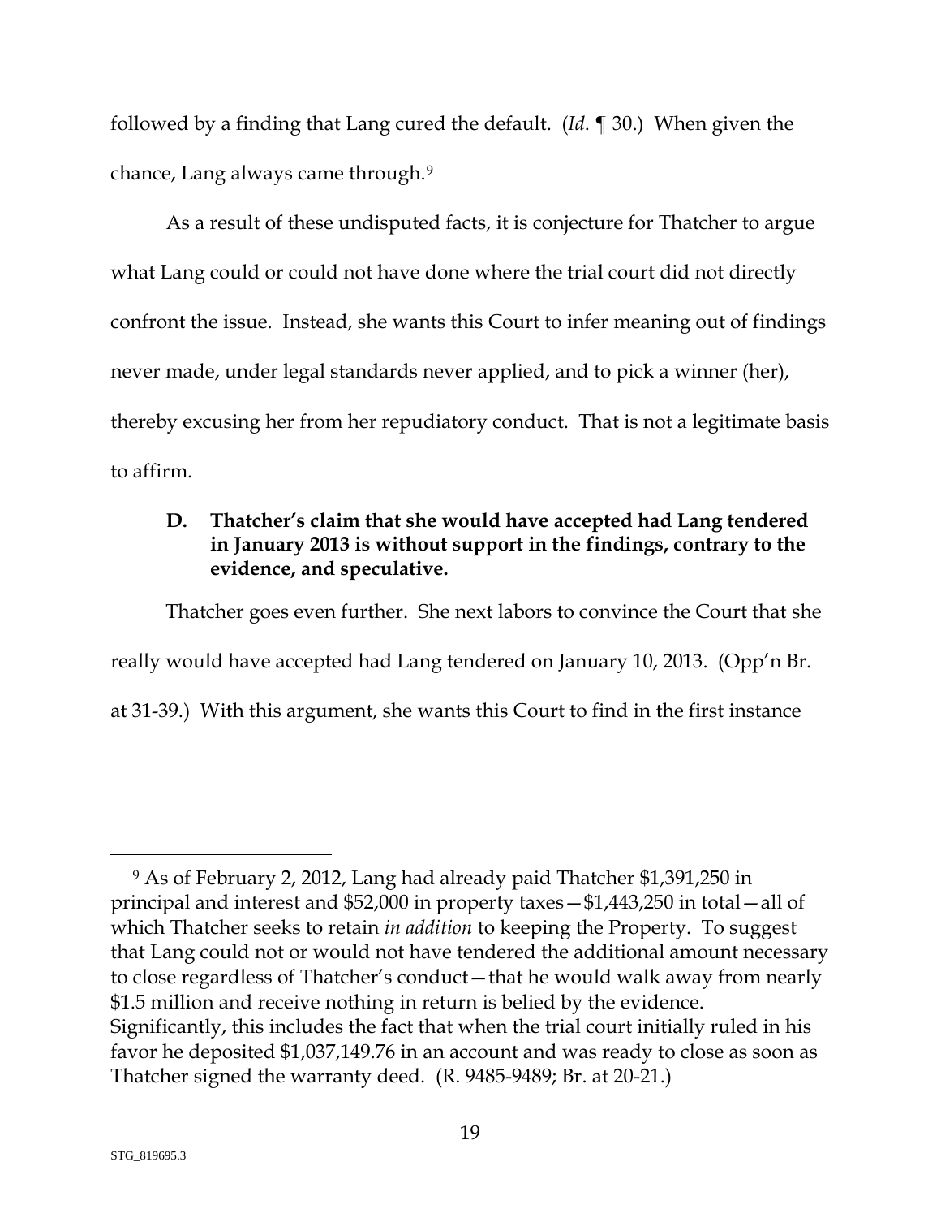followed by a finding that Lang cured the default. (*Id*. ¶ 30.) When given the chance, Lang always came through.[9]

As a result of these undisputed facts, it is conjecture for Thatcher to argue what Lang could or could not have done where the trial court did not directly confront the issue. Instead, she wants this Court to infer meaning out of findings never made, under legal standards never applied, and to pick a winner (her), thereby excusing her from her repudiatory conduct. That is not a legitimate basis to affirm.

### D. Thatcher's claim that she would have accepted had Lang tendered in January 2013 is without support in the findings, contrary to the evidence, and speculative.

Thatcher goes even further. She next labors to convince the Court that she really would have accepted had Lang tendered on January 10, 2013. (Opp'n Br. at 31-39.) With this argument, she wants this Court to find in the first instance

---

[9] As of February 2, 2012, Lang had already paid Thatcher $1,391,250 in principal and interest and $52,000 in property taxes—$1,443,250 in total—all of which Thatcher seeks to retain *in addition* to keeping the Property. To suggest that Lang could not or would not have tendered the additional amount necessary to close regardless of Thatcher's conduct—that he would walk away from nearly $1.5 million and receive nothing in return is belied by the evidence. Significantly, this includes the fact that when the trial court initially ruled in his favor he deposited $1,037,149.76 in an account and was ready to close as soon as Thatcher signed the warranty deed. (R. 9485-9489; Br. at 20-21.)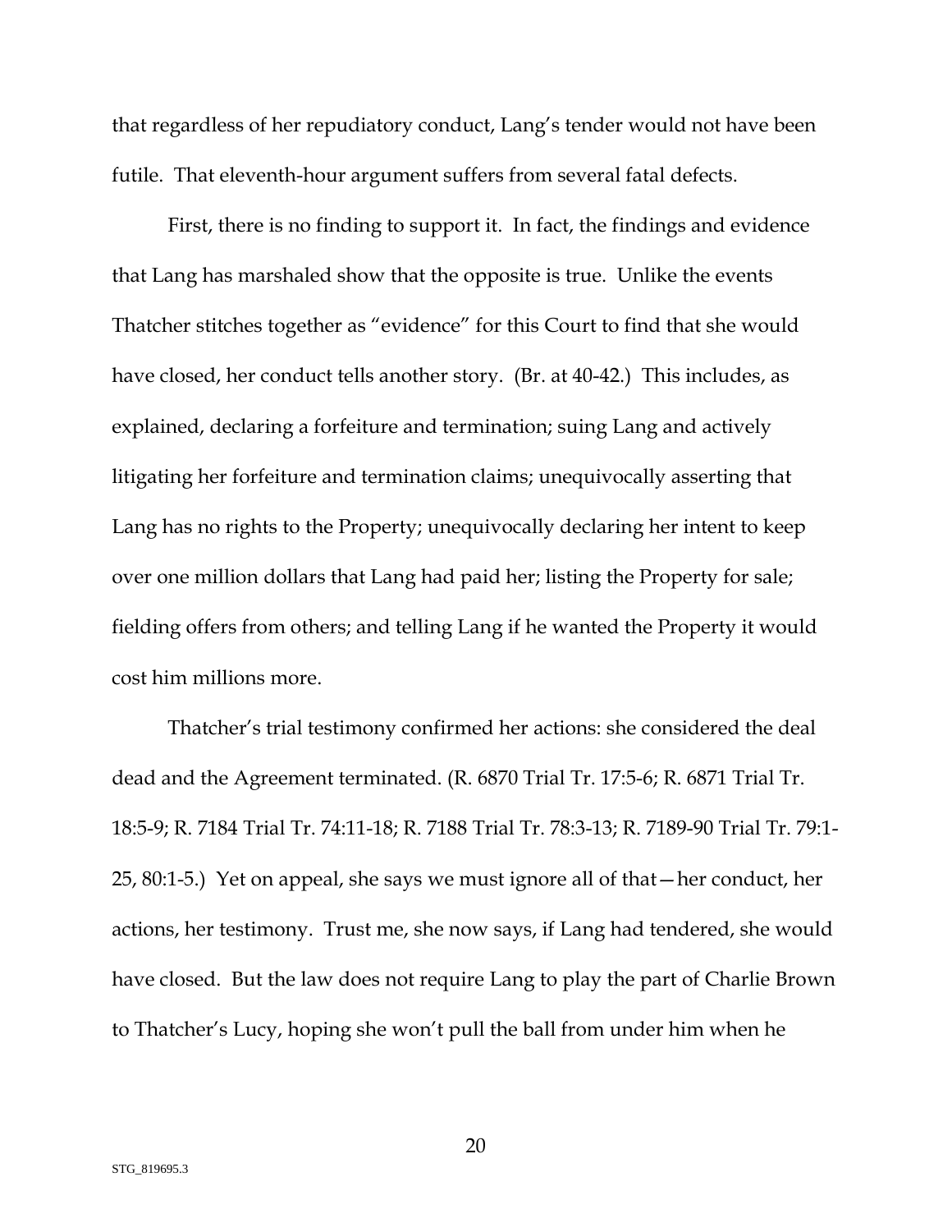that regardless of her repudiatory conduct, Lang's tender would not have been futile. That eleventh-hour argument suffers from several fatal defects.

First, there is no finding to support it. In fact, the findings and evidence that Lang has marshaled show that the opposite is true. Unlike the events Thatcher stitches together as "evidence" for this Court to find that she would have closed, her conduct tells another story. (Br. at 40-42.) This includes, as explained, declaring a forfeiture and termination; suing Lang and actively litigating her forfeiture and termination claims; unequivocally asserting that Lang has no rights to the Property; unequivocally declaring her intent to keep over one million dollars that Lang had paid her; listing the Property for sale; fielding offers from others; and telling Lang if he wanted the Property it would cost him millions more.

Thatcher's trial testimony confirmed her actions: she considered the deal dead and the Agreement terminated. (R. 6870 Trial Tr. 17:5-6; R. 6871 Trial Tr. 18:5-9; R. 7184 Trial Tr. 74:11-18; R. 7188 Trial Tr. 78:3-13; R. 7189-90 Trial Tr. 79:1-25, 80:1-5.) Yet on appeal, she says we must ignore all of that—her conduct, her actions, her testimony. Trust me, she now says, if Lang had tendered, she would have closed. But the law does not require Lang to play the part of Charlie Brown to Thatcher's Lucy, hoping she won't pull the ball from under him when he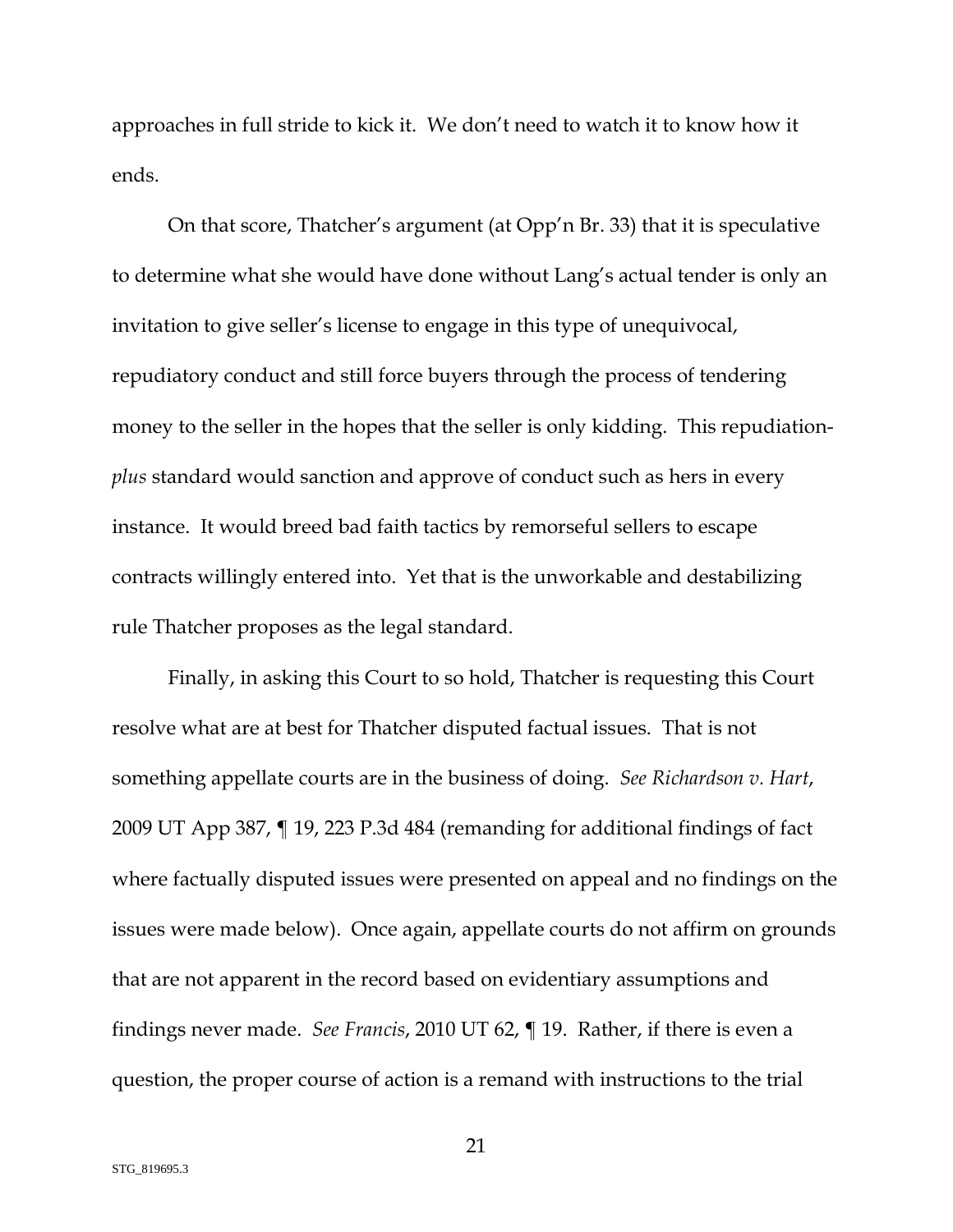approaches in full stride to kick it. We don't need to watch it to know how it ends.

On that score, Thatcher's argument (at Opp'n Br. 33) that it is speculative to determine what she would have done without Lang's actual tender is only an invitation to give seller's license to engage in this type of unequivocal, repudiatory conduct and still force buyers through the process of tendering money to the seller in the hopes that the seller is only kidding. This repudiation-*plus* standard would sanction and approve of conduct such as hers in every instance. It would breed bad faith tactics by remorseful sellers to escape contracts willingly entered into. Yet that is the unworkable and destabilizing rule Thatcher proposes as the legal standard.

Finally, in asking this Court to so hold, Thatcher is requesting this Court resolve what are at best for Thatcher disputed factual issues. That is not something appellate courts are in the business of doing. *See Richardson v. Hart*, 2009 UT App 387, ¶ 19, 223 P.3d 484 (remanding for additional findings of fact where factually disputed issues were presented on appeal and no findings on the issues were made below). Once again, appellate courts do not affirm on grounds that are not apparent in the record based on evidentiary assumptions and findings never made. *See Francis*, 2010 UT 62, ¶ 19. Rather, if there is even a question, the proper course of action is a remand with instructions to the trial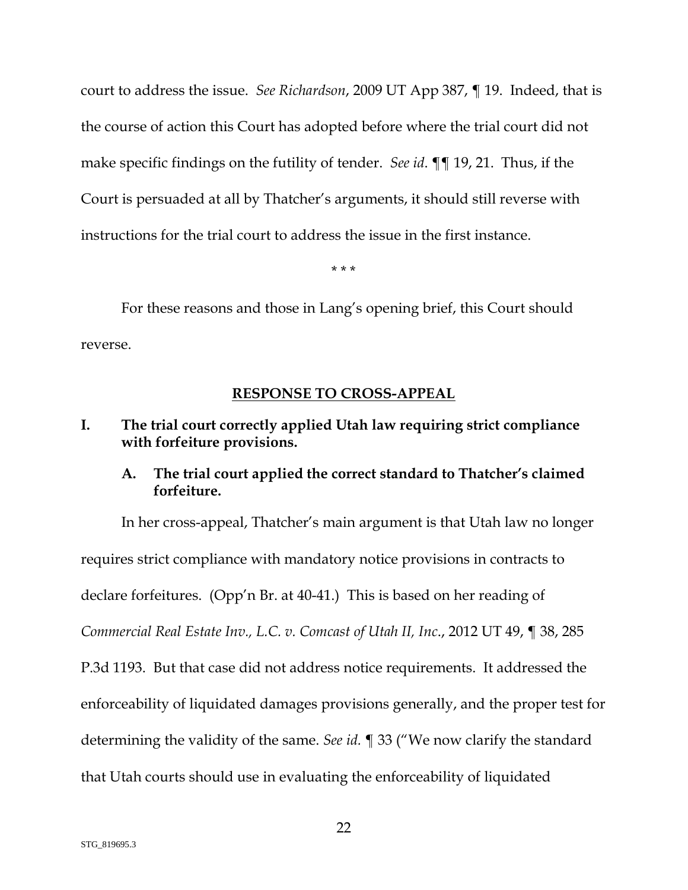court to address the issue. *See Richardson*, 2009 UT App 387, ¶ 19. Indeed, that is the course of action this Court has adopted before where the trial court did not make specific findings on the futility of tender. *See id.* ¶¶ 19, 21. Thus, if the Court is persuaded at all by Thatcher's arguments, it should still reverse with instructions for the trial court to address the issue in the first instance.

\* \* \*

For these reasons and those in Lang's opening brief, this Court should reverse.

## RESPONSE TO CROSS-APPEAL

### I. The trial court correctly applied Utah law requiring strict compliance with forfeiture provisions.

#### A. The trial court applied the correct standard to Thatcher's claimed forfeiture.

In her cross-appeal, Thatcher's main argument is that Utah law no longer requires strict compliance with mandatory notice provisions in contracts to declare forfeitures. (Opp'n Br. at 40-41.) This is based on her reading of *Commercial Real Estate Inv., L.C. v. Comcast of Utah II, Inc*., 2012 UT 49, ¶ 38, 285 P.3d 1193. But that case did not address notice requirements. It addressed the enforceability of liquidated damages provisions generally, and the proper test for determining the validity of the same. *See id.* ¶ 33 ("We now clarify the standard that Utah courts should use in evaluating the enforceability of liquidated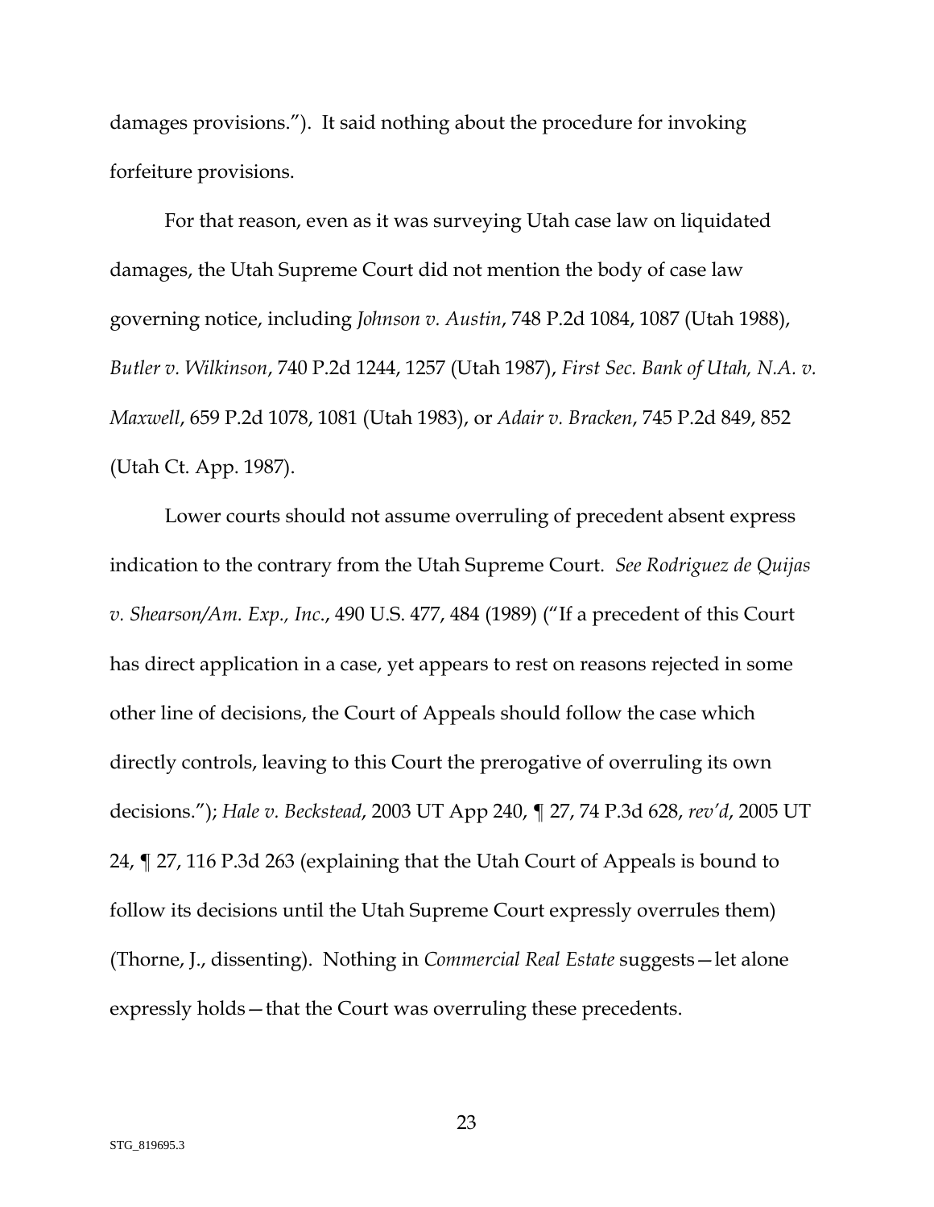damages provisions."). It said nothing about the procedure for invoking forfeiture provisions.

For that reason, even as it was surveying Utah case law on liquidated damages, the Utah Supreme Court did not mention the body of case law governing notice, including *Johnson v. Austin*, 748 P.2d 1084, 1087 (Utah 1988), *Butler v. Wilkinson*, 740 P.2d 1244, 1257 (Utah 1987), *First Sec. Bank of Utah, N.A. v. Maxwell*, 659 P.2d 1078, 1081 (Utah 1983), or *Adair v. Bracken*, 745 P.2d 849, 852 (Utah Ct. App. 1987).

Lower courts should not assume overruling of precedent absent express indication to the contrary from the Utah Supreme Court. *See Rodriguez de Quijas v. Shearson/Am. Exp., Inc.*, 490 U.S. 477, 484 (1989) ("If a precedent of this Court has direct application in a case, yet appears to rest on reasons rejected in some other line of decisions, the Court of Appeals should follow the case which directly controls, leaving to this Court the prerogative of overruling its own decisions."); *Hale v. Beckstead*, 2003 UT App 240, ¶ 27, 74 P.3d 628, *rev'd*, 2005 UT 24, ¶ 27, 116 P.3d 263 (explaining that the Utah Court of Appeals is bound to follow its decisions until the Utah Supreme Court expressly overrules them) (Thorne, J., dissenting). Nothing in *Commercial Real Estate* suggests—let alone expressly holds—that the Court was overruling these precedents.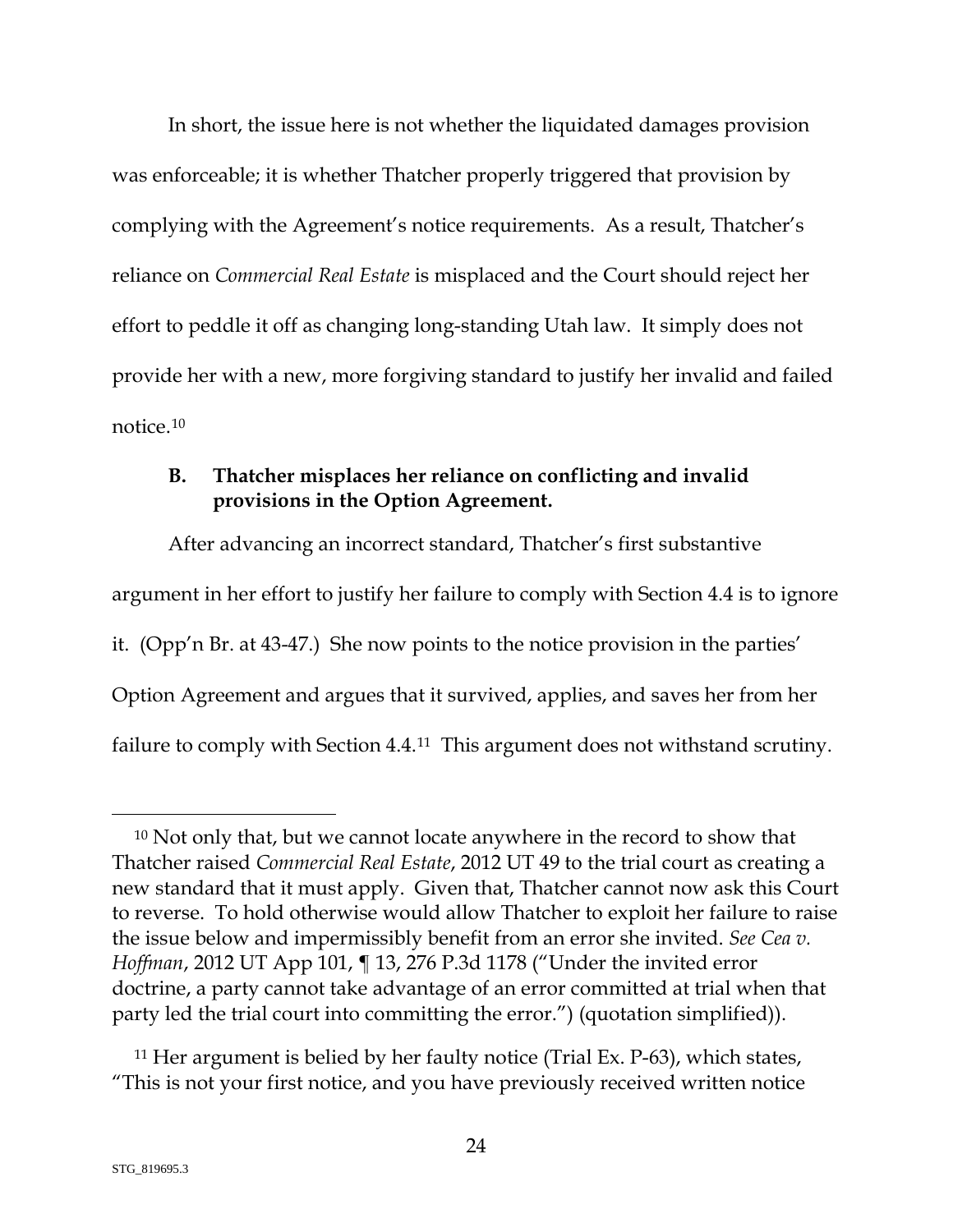In short, the issue here is not whether the liquidated damages provision was enforceable; it is whether Thatcher properly triggered that provision by complying with the Agreement's notice requirements. As a result, Thatcher's reliance on *Commercial Real Estate* is misplaced and the Court should reject her effort to peddle it off as changing long-standing Utah law. It simply does not provide her with a new, more forgiving standard to justify her invalid and failed notice.[10]

### B. Thatcher misplaces her reliance on conflicting and invalid provisions in the Option Agreement.

After advancing an incorrect standard, Thatcher's first substantive argument in her effort to justify her failure to comply with Section 4.4 is to ignore it. (Opp'n Br. at 43-47.) She now points to the notice provision in the parties' Option Agreement and argues that it survived, applies, and saves her from her failure to comply with Section 4.4.[11] This argument does not withstand scrutiny.

---

[10] Not only that, but we cannot locate anywhere in the record to show that Thatcher raised *Commercial Real Estate*, 2012 UT 49 to the trial court as creating a new standard that it must apply. Given that, Thatcher cannot now ask this Court to reverse. To hold otherwise would allow Thatcher to exploit her failure to raise the issue below and impermissibly benefit from an error she invited. *See Cea v. Hoffman*, 2012 UT App 101, ¶ 13, 276 P.3d 1178 ("Under the invited error doctrine, a party cannot take advantage of an error committed at trial when that party led the trial court into committing the error.") (quotation simplified)).

[11] Her argument is belied by her faulty notice (Trial Ex. P-63), which states, "This is not your first notice, and you have previously received written notice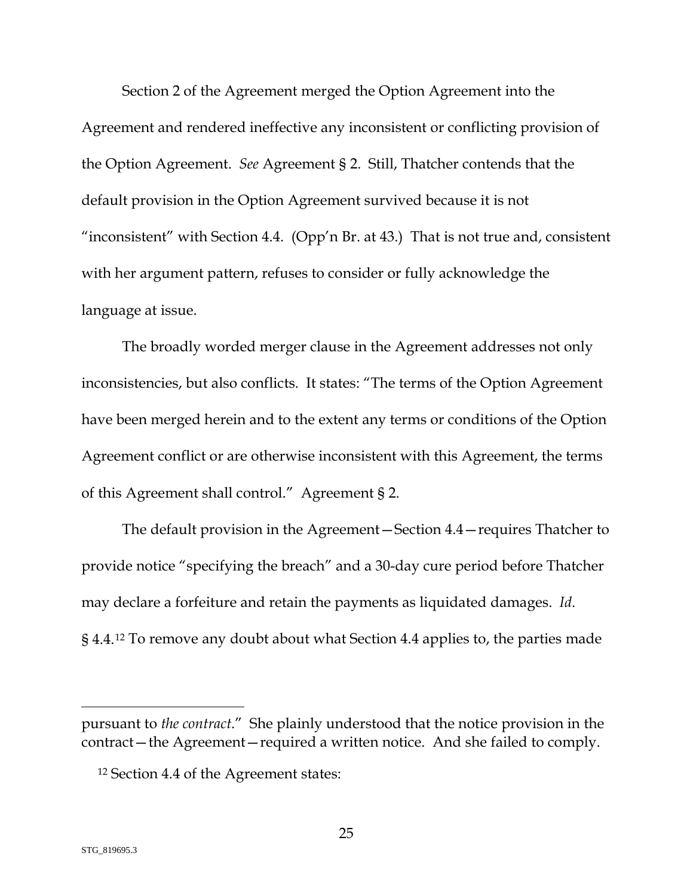Section 2 of the Agreement merged the Option Agreement into the Agreement and rendered ineffective any inconsistent or conflicting provision of the Option Agreement. *See* Agreement § 2. Still, Thatcher contends that the default provision in the Option Agreement survived because it is not "inconsistent" with Section 4.4. (Opp'n Br. at 43.) That is not true and, consistent with her argument pattern, refuses to consider or fully acknowledge the language at issue.

The broadly worded merger clause in the Agreement addresses not only inconsistencies, but also conflicts. It states: "The terms of the Option Agreement have been merged herein and to the extent any terms or conditions of the Option Agreement conflict or are otherwise inconsistent with this Agreement, the terms of this Agreement shall control." Agreement § 2.

The default provision in the Agreement—Section 4.4—requires Thatcher to provide notice "specifying the breach" and a 30-day cure period before Thatcher may declare a forfeiture and retain the payments as liquidated damages. *Id.* § 4.4.[12] To remove any doubt about what Section 4.4 applies to, the parties made

---

pursuant to *the contract*." She plainly understood that the notice provision in the contract—the Agreement—required a written notice. And she failed to comply.

[12] Section 4.4 of the Agreement states: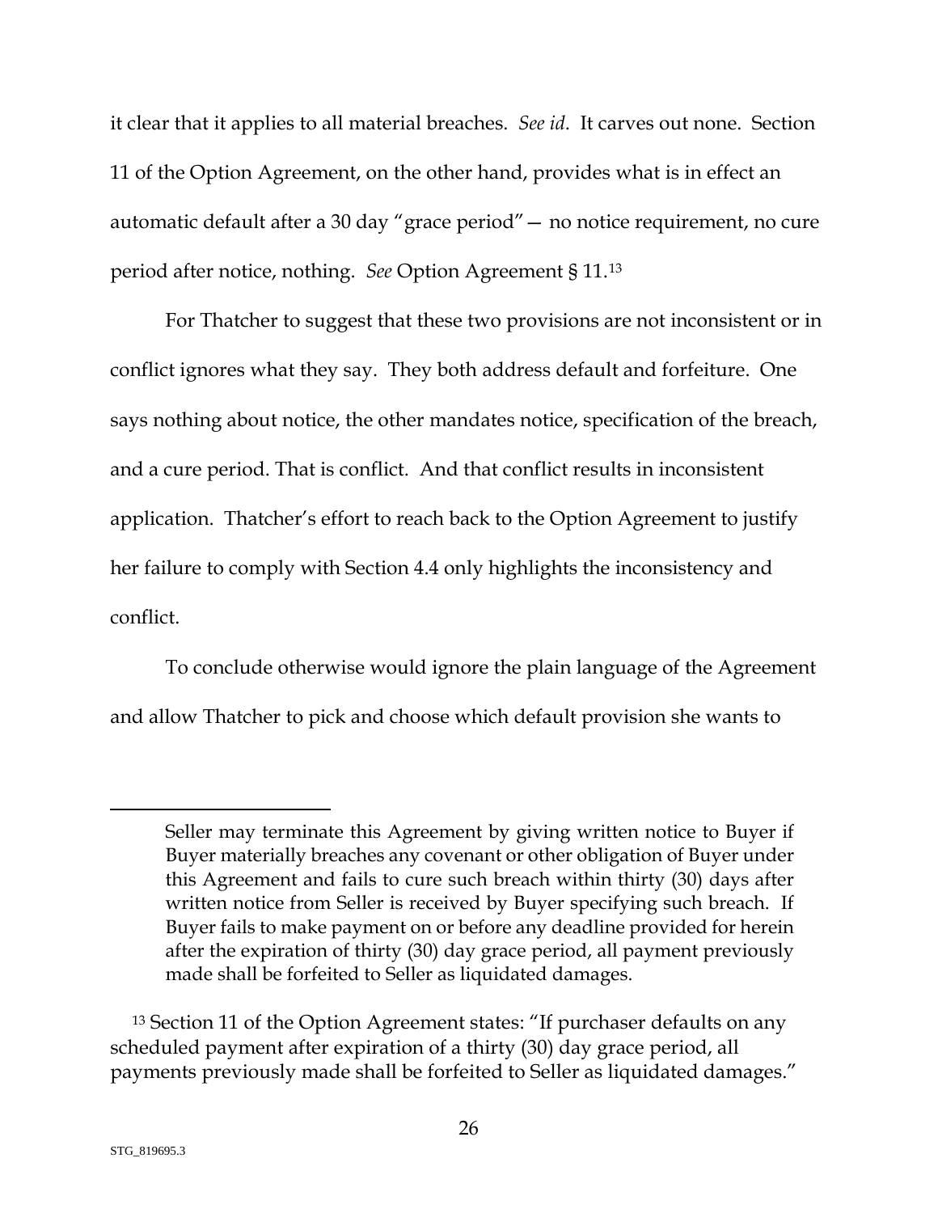it clear that it applies to all material breaches. *See id*. It carves out none. Section 11 of the Option Agreement, on the other hand, provides what is in effect an automatic default after a 30 day "grace period" — no notice requirement, no cure period after notice, nothing. *See* Option Agreement § 11.[13]

For Thatcher to suggest that these two provisions are not inconsistent or in conflict ignores what they say. They both address default and forfeiture. One says nothing about notice, the other mandates notice, specification of the breach, and a cure period. That is conflict. And that conflict results in inconsistent application. Thatcher's effort to reach back to the Option Agreement to justify her failure to comply with Section 4.4 only highlights the inconsistency and conflict.

To conclude otherwise would ignore the plain language of the Agreement and allow Thatcher to pick and choose which default provision she wants to

---

> Seller may terminate this Agreement by giving written notice to Buyer if Buyer materially breaches any covenant or other obligation of Buyer under this Agreement and fails to cure such breach within thirty (30) days after written notice from Seller is received by Buyer specifying such breach. If Buyer fails to make payment on or before any deadline provided for herein after the expiration of thirty (30) day grace period, all payment previously made shall be forfeited to Seller as liquidated damages.

[13] Section 11 of the Option Agreement states: "If purchaser defaults on any scheduled payment after expiration of a thirty (30) day grace period, all payments previously made shall be forfeited to Seller as liquidated damages."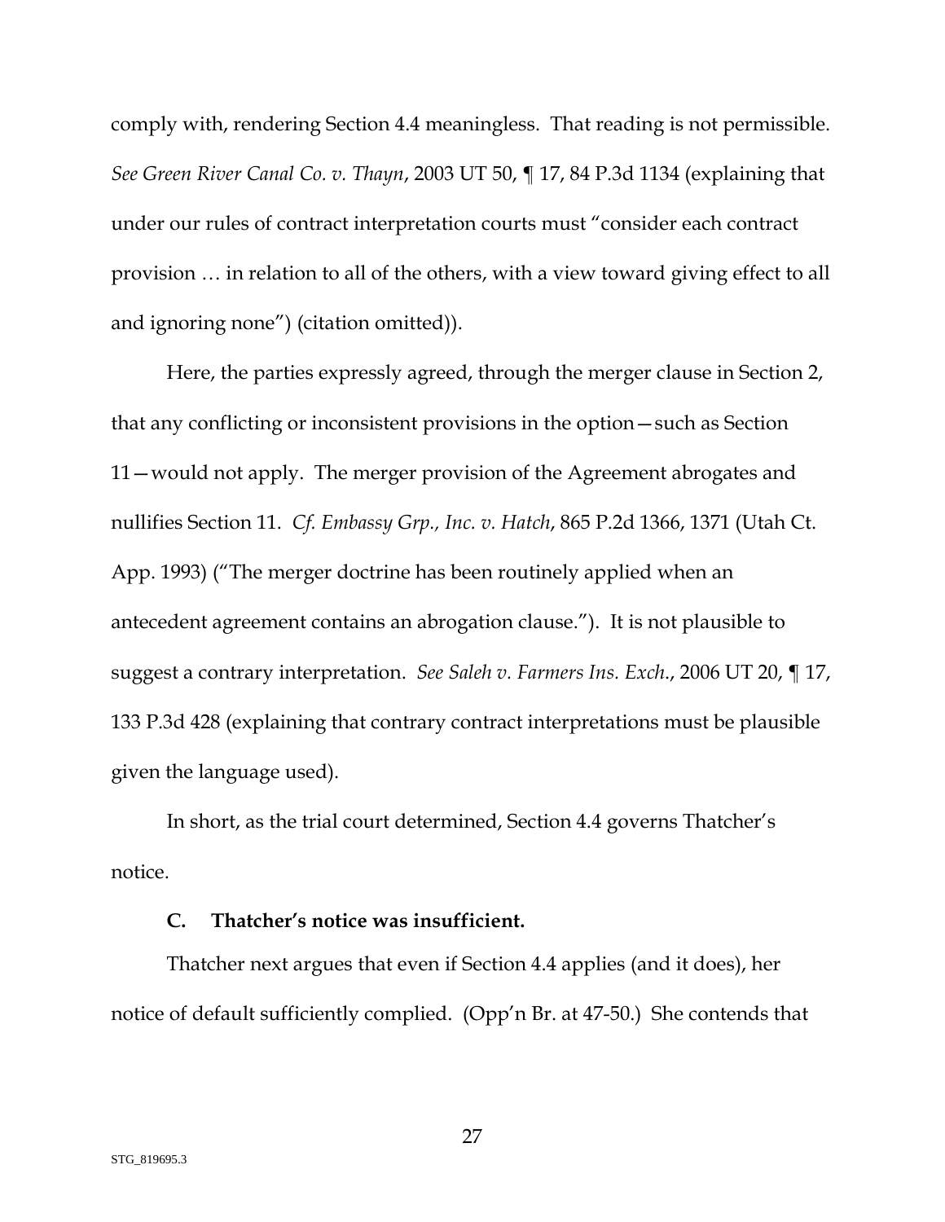comply with, rendering Section 4.4 meaningless. That reading is not permissible. *See Green River Canal Co. v. Thayn*, 2003 UT 50, ¶ 17, 84 P.3d 1134 (explaining that under our rules of contract interpretation courts must "consider each contract provision … in relation to all of the others, with a view toward giving effect to all and ignoring none") (citation omitted)).

Here, the parties expressly agreed, through the merger clause in Section 2, that any conflicting or inconsistent provisions in the option—such as Section 11—would not apply. The merger provision of the Agreement abrogates and nullifies Section 11. *Cf. Embassy Grp., Inc. v. Hatch*, 865 P.2d 1366, 1371 (Utah Ct. App. 1993) ("The merger doctrine has been routinely applied when an antecedent agreement contains an abrogation clause."). It is not plausible to suggest a contrary interpretation. *See Saleh v. Farmers Ins. Exch.*, 2006 UT 20, ¶ 17, 133 P.3d 428 (explaining that contrary contract interpretations must be plausible given the language used).

In short, as the trial court determined, Section 4.4 governs Thatcher's notice.

### C. Thatcher's notice was insufficient.

Thatcher next argues that even if Section 4.4 applies (and it does), her notice of default sufficiently complied. (Opp'n Br. at 47-50.) She contends that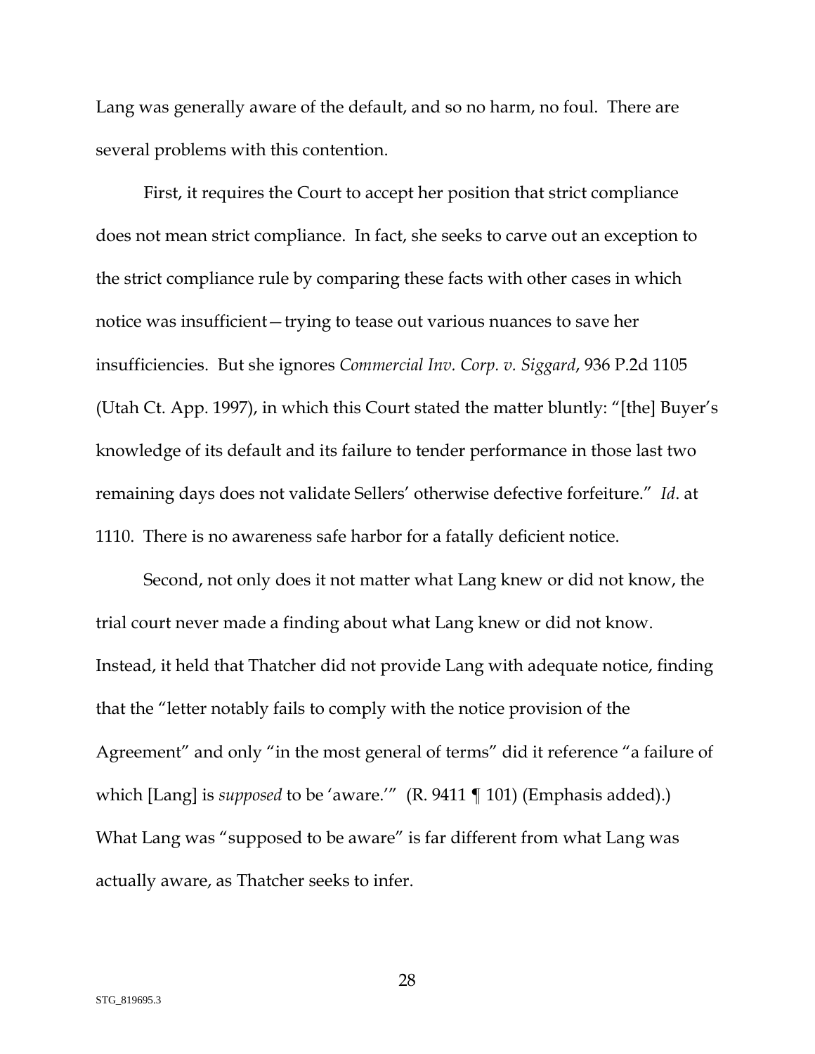Lang was generally aware of the default, and so no harm, no foul. There are several problems with this contention.

First, it requires the Court to accept her position that strict compliance does not mean strict compliance. In fact, she seeks to carve out an exception to the strict compliance rule by comparing these facts with other cases in which notice was insufficient—trying to tease out various nuances to save her insufficiencies. But she ignores *Commercial Inv. Corp. v. Siggard*, 936 P.2d 1105 (Utah Ct. App. 1997), in which this Court stated the matter bluntly: "[the] Buyer's knowledge of its default and its failure to tender performance in those last two remaining days does not validate Sellers' otherwise defective forfeiture." *Id*. at 1110. There is no awareness safe harbor for a fatally deficient notice.

Second, not only does it not matter what Lang knew or did not know, the trial court never made a finding about what Lang knew or did not know. Instead, it held that Thatcher did not provide Lang with adequate notice, finding that the "letter notably fails to comply with the notice provision of the Agreement" and only "in the most general of terms" did it reference "a failure of which [Lang] is *supposed* to be 'aware.'" (R. 9411 ¶ 101) (Emphasis added).) What Lang was "supposed to be aware" is far different from what Lang was actually aware, as Thatcher seeks to infer.

STG_819695.3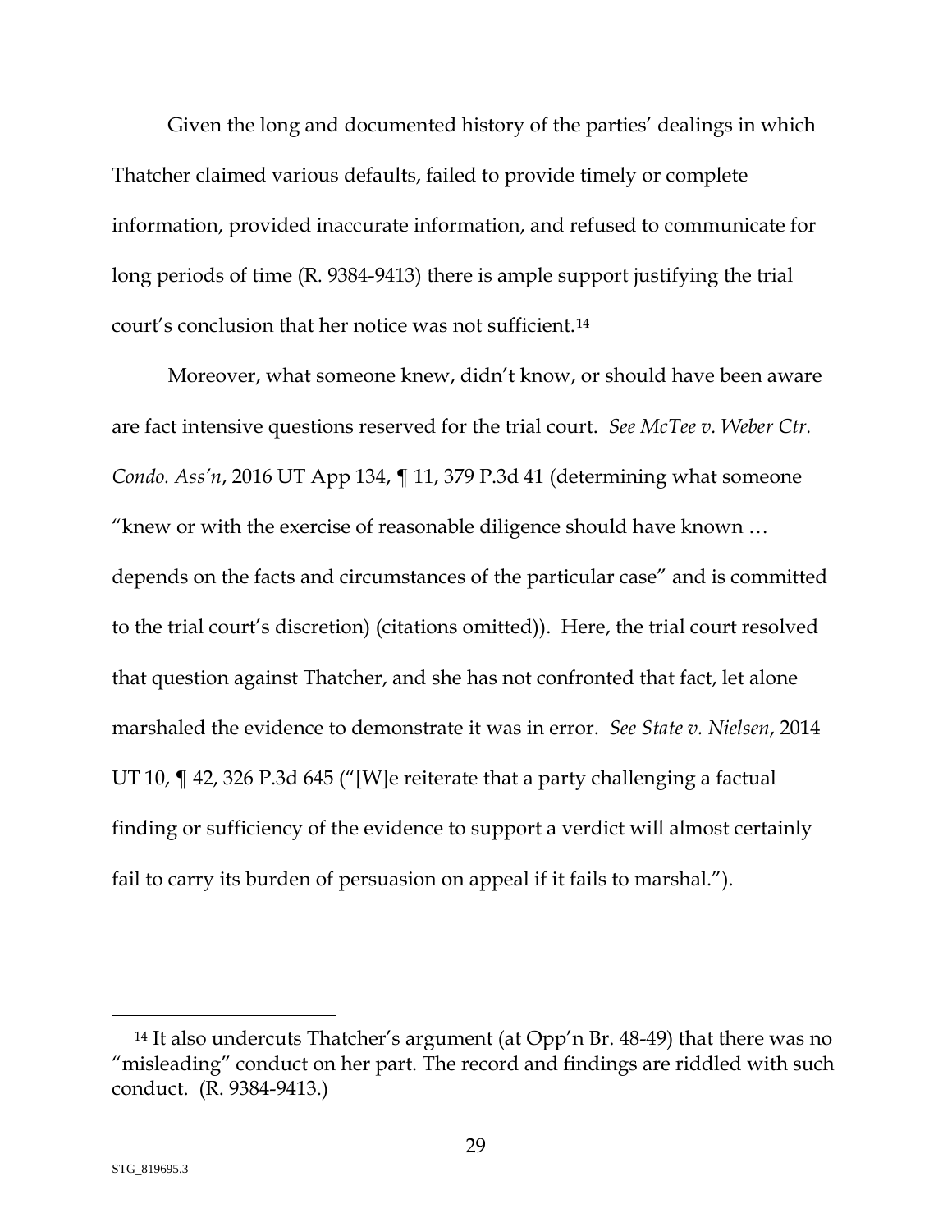Given the long and documented history of the parties' dealings in which Thatcher claimed various defaults, failed to provide timely or complete information, provided inaccurate information, and refused to communicate for long periods of time (R. 9384-9413) there is ample support justifying the trial court's conclusion that her notice was not sufficient.[14]

Moreover, what someone knew, didn't know, or should have been aware are fact intensive questions reserved for the trial court. *See McTee v. Weber Ctr. Condo. Ass'n*, 2016 UT App 134, ¶ 11, 379 P.3d 41 (determining what someone "knew or with the exercise of reasonable diligence should have known … depends on the facts and circumstances of the particular case" and is committed to the trial court's discretion) (citations omitted)). Here, the trial court resolved that question against Thatcher, and she has not confronted that fact, let alone marshaled the evidence to demonstrate it was in error. *See State v. Nielsen*, 2014 UT 10, ¶ 42, 326 P.3d 645 ("[W]e reiterate that a party challenging a factual finding or sufficiency of the evidence to support a verdict will almost certainly fail to carry its burden of persuasion on appeal if it fails to marshal.").

---

[14] It also undercuts Thatcher's argument (at Opp'n Br. 48-49) that there was no "misleading" conduct on her part. The record and findings are riddled with such conduct. (R. 9384-9413.)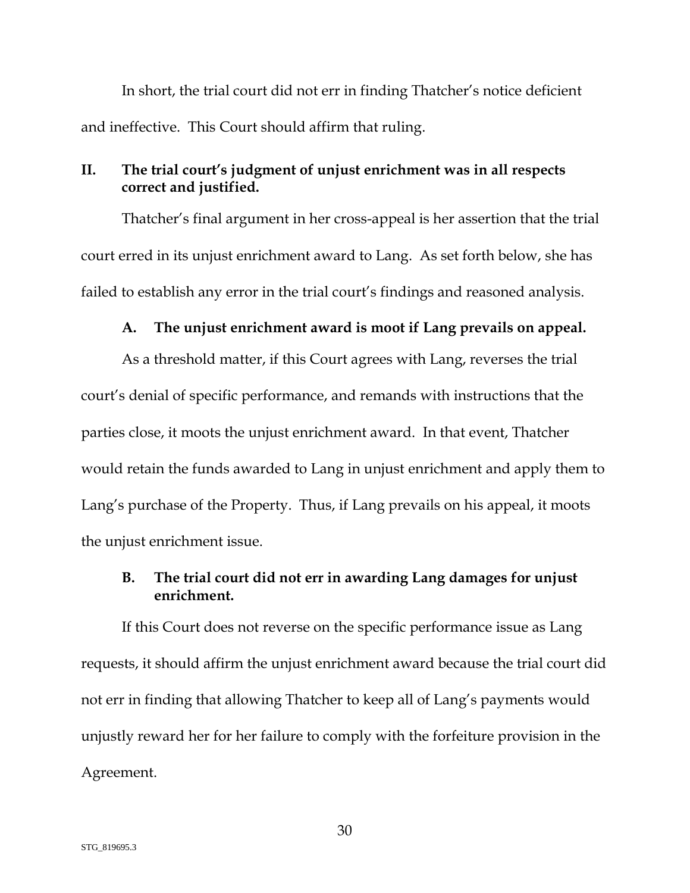In short, the trial court did not err in finding Thatcher's notice deficient and ineffective. This Court should affirm that ruling.

## II. The trial court's judgment of unjust enrichment was in all respects correct and justified.

Thatcher's final argument in her cross-appeal is her assertion that the trial court erred in its unjust enrichment award to Lang. As set forth below, she has failed to establish any error in the trial court's findings and reasoned analysis.

### A. The unjust enrichment award is moot if Lang prevails on appeal.

As a threshold matter, if this Court agrees with Lang, reverses the trial court's denial of specific performance, and remands with instructions that the parties close, it moots the unjust enrichment award. In that event, Thatcher would retain the funds awarded to Lang in unjust enrichment and apply them to Lang's purchase of the Property. Thus, if Lang prevails on his appeal, it moots the unjust enrichment issue.

### B. The trial court did not err in awarding Lang damages for unjust enrichment.

If this Court does not reverse on the specific performance issue as Lang requests, it should affirm the unjust enrichment award because the trial court did not err in finding that allowing Thatcher to keep all of Lang's payments would unjustly reward her for her failure to comply with the forfeiture provision in the Agreement.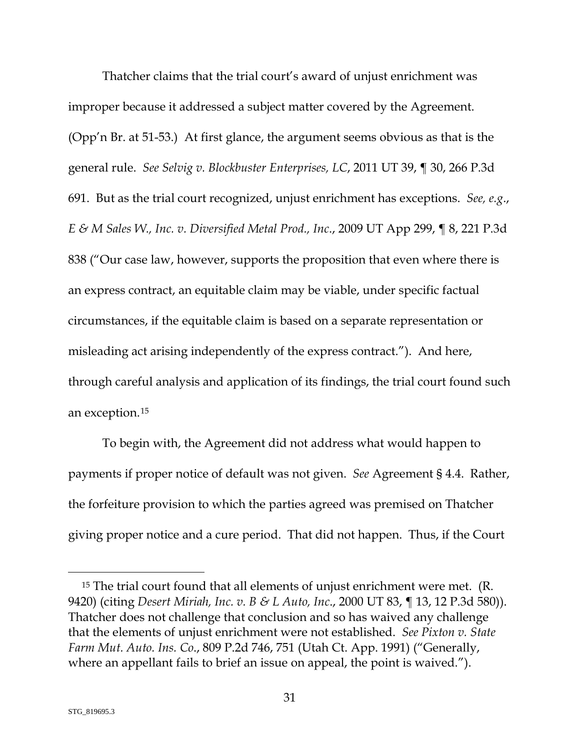Thatcher claims that the trial court's award of unjust enrichment was improper because it addressed a subject matter covered by the Agreement. (Opp'n Br. at 51-53.) At first glance, the argument seems obvious as that is the general rule. *See Selvig v. Blockbuster Enterprises, LC*, 2011 UT 39, ¶ 30, 266 P.3d 691. But as the trial court recognized, unjust enrichment has exceptions. *See, e.g.*, *E & M Sales W., Inc. v. Diversified Metal Prod., Inc.*, 2009 UT App 299, ¶ 8, 221 P.3d 838 ("Our case law, however, supports the proposition that even where there is an express contract, an equitable claim may be viable, under specific factual circumstances, if the equitable claim is based on a separate representation or misleading act arising independently of the express contract."). And here, through careful analysis and application of its findings, the trial court found such an exception.[15]

To begin with, the Agreement did not address what would happen to payments if proper notice of default was not given. *See* Agreement § 4.4. Rather, the forfeiture provision to which the parties agreed was premised on Thatcher giving proper notice and a cure period. That did not happen. Thus, if the Court

---

[15] The trial court found that all elements of unjust enrichment were met. (R. 9420) (citing *Desert Miriah, Inc. v. B & L Auto, Inc.*, 2000 UT 83, ¶ 13, 12 P.3d 580)). Thatcher does not challenge that conclusion and so has waived any challenge that the elements of unjust enrichment were not established. *See Pixton v. State Farm Mut. Auto. Ins. Co.*, 809 P.2d 746, 751 (Utah Ct. App. 1991) ("Generally, where an appellant fails to brief an issue on appeal, the point is waived.").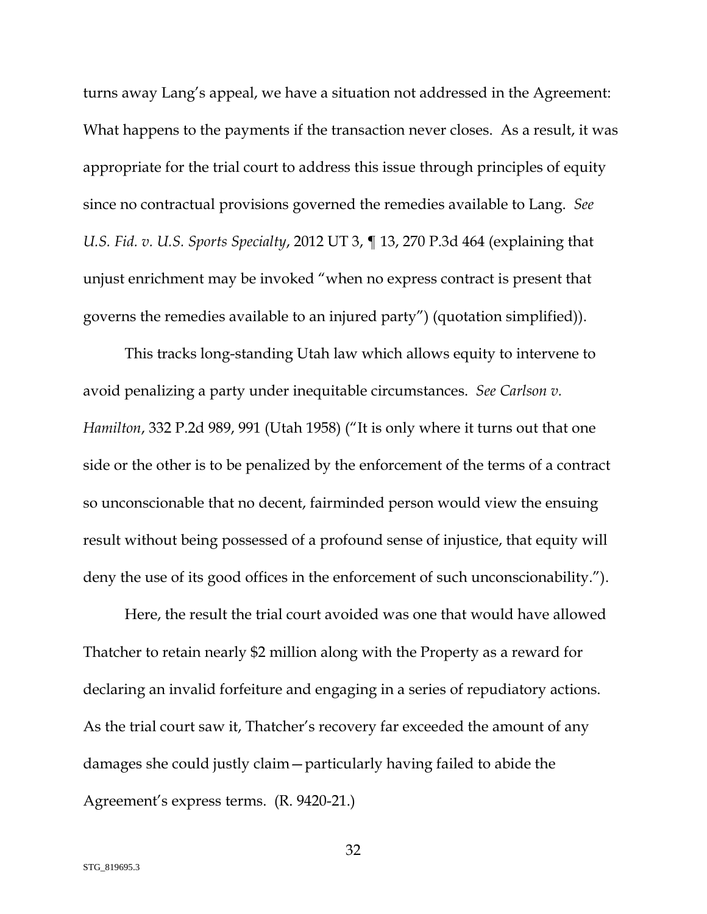turns away Lang's appeal, we have a situation not addressed in the Agreement: What happens to the payments if the transaction never closes. As a result, it was appropriate for the trial court to address this issue through principles of equity since no contractual provisions governed the remedies available to Lang. *See U.S. Fid. v. U.S. Sports Specialty*, 2012 UT 3, ¶ 13, 270 P.3d 464 (explaining that unjust enrichment may be invoked "when no express contract is present that governs the remedies available to an injured party") (quotation simplified)).

This tracks long-standing Utah law which allows equity to intervene to avoid penalizing a party under inequitable circumstances. *See Carlson v. Hamilton*, 332 P.2d 989, 991 (Utah 1958) ("It is only where it turns out that one side or the other is to be penalized by the enforcement of the terms of a contract so unconscionable that no decent, fairminded person would view the ensuing result without being possessed of a profound sense of injustice, that equity will deny the use of its good offices in the enforcement of such unconscionability.").

Here, the result the trial court avoided was one that would have allowed Thatcher to retain nearly $2 million along with the Property as a reward for declaring an invalid forfeiture and engaging in a series of repudiatory actions. As the trial court saw it, Thatcher's recovery far exceeded the amount of any damages she could justly claim—particularly having failed to abide the Agreement's express terms. (R. 9420-21.)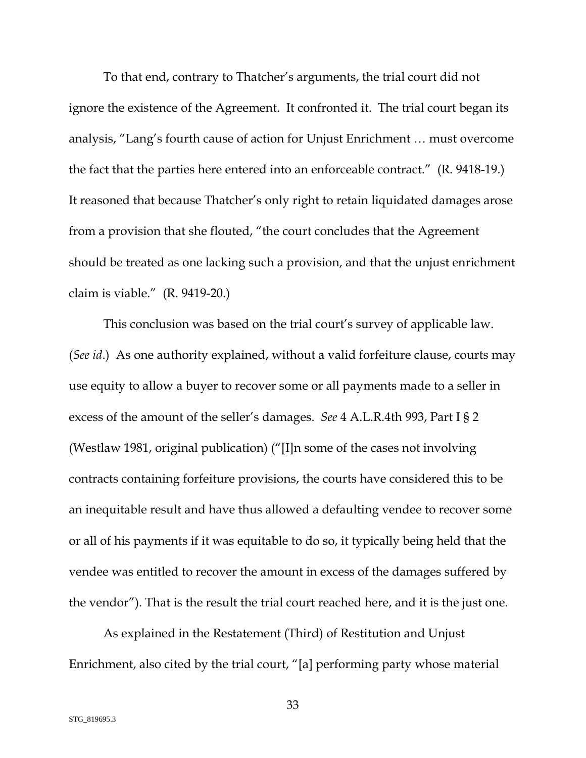To that end, contrary to Thatcher's arguments, the trial court did not ignore the existence of the Agreement. It confronted it. The trial court began its analysis, "Lang's fourth cause of action for Unjust Enrichment … must overcome the fact that the parties here entered into an enforceable contract." (R. 9418-19.) It reasoned that because Thatcher's only right to retain liquidated damages arose from a provision that she flouted, "the court concludes that the Agreement should be treated as one lacking such a provision, and that the unjust enrichment claim is viable." (R. 9419-20.)

This conclusion was based on the trial court's survey of applicable law. (*See id*.) As one authority explained, without a valid forfeiture clause, courts may use equity to allow a buyer to recover some or all payments made to a seller in excess of the amount of the seller's damages. *See* 4 A.L.R.4th 993, Part I § 2 (Westlaw 1981, original publication) ("[I]n some of the cases not involving contracts containing forfeiture provisions, the courts have considered this to be an inequitable result and have thus allowed a defaulting vendee to recover some or all of his payments if it was equitable to do so, it typically being held that the vendee was entitled to recover the amount in excess of the damages suffered by the vendor"). That is the result the trial court reached here, and it is the just one.

As explained in the Restatement (Third) of Restitution and Unjust Enrichment, also cited by the trial court, "[a] performing party whose material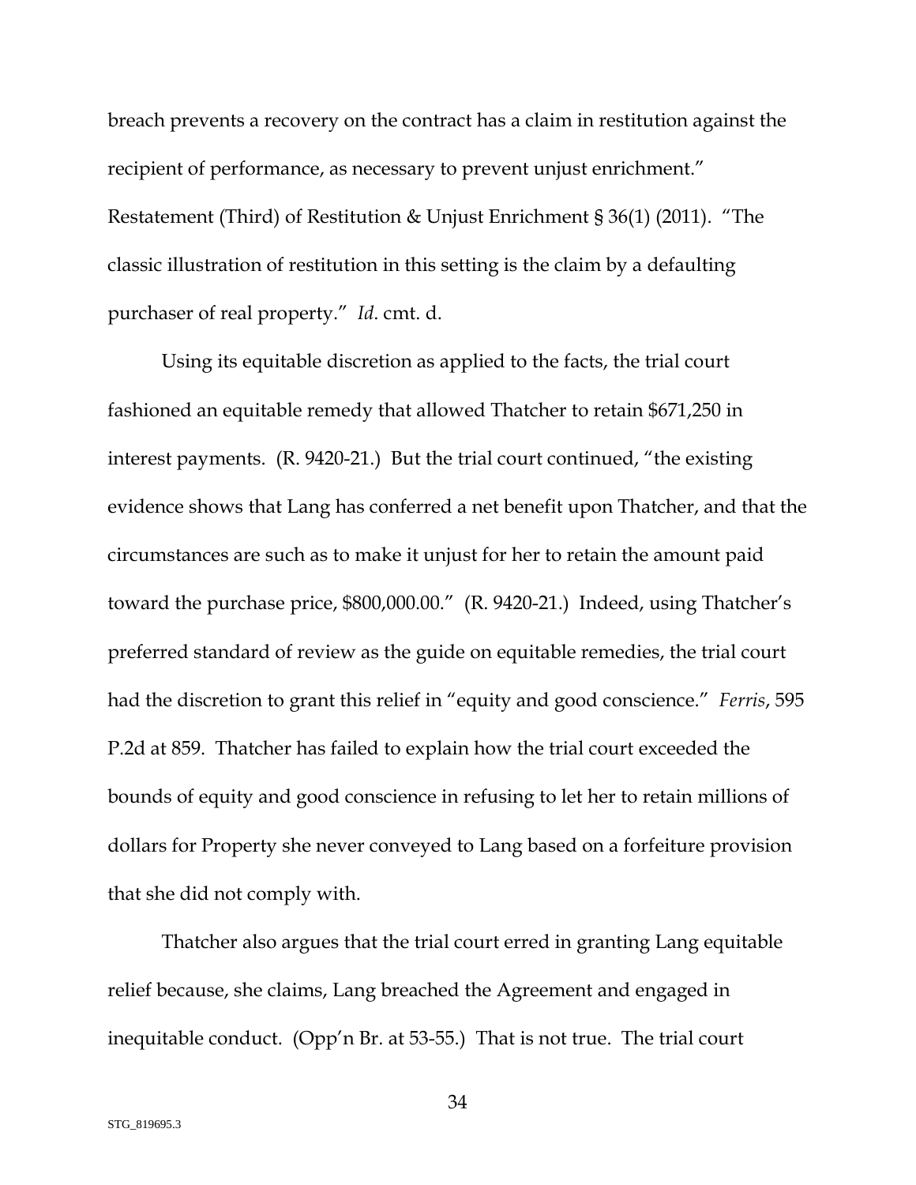breach prevents a recovery on the contract has a claim in restitution against the recipient of performance, as necessary to prevent unjust enrichment." Restatement (Third) of Restitution & Unjust Enrichment § 36(1) (2011). "The classic illustration of restitution in this setting is the claim by a defaulting purchaser of real property." *Id*. cmt. d.

Using its equitable discretion as applied to the facts, the trial court fashioned an equitable remedy that allowed Thatcher to retain $671,250 in interest payments. (R. 9420-21.) But the trial court continued, "the existing evidence shows that Lang has conferred a net benefit upon Thatcher, and that the circumstances are such as to make it unjust for her to retain the amount paid toward the purchase price, $800,000.00." (R. 9420-21.) Indeed, using Thatcher's preferred standard of review as the guide on equitable remedies, the trial court had the discretion to grant this relief in "equity and good conscience." *Ferris*, 595 P.2d at 859. Thatcher has failed to explain how the trial court exceeded the bounds of equity and good conscience in refusing to let her to retain millions of dollars for Property she never conveyed to Lang based on a forfeiture provision that she did not comply with.

Thatcher also argues that the trial court erred in granting Lang equitable relief because, she claims, Lang breached the Agreement and engaged in inequitable conduct. (Opp'n Br. at 53-55.) That is not true. The trial court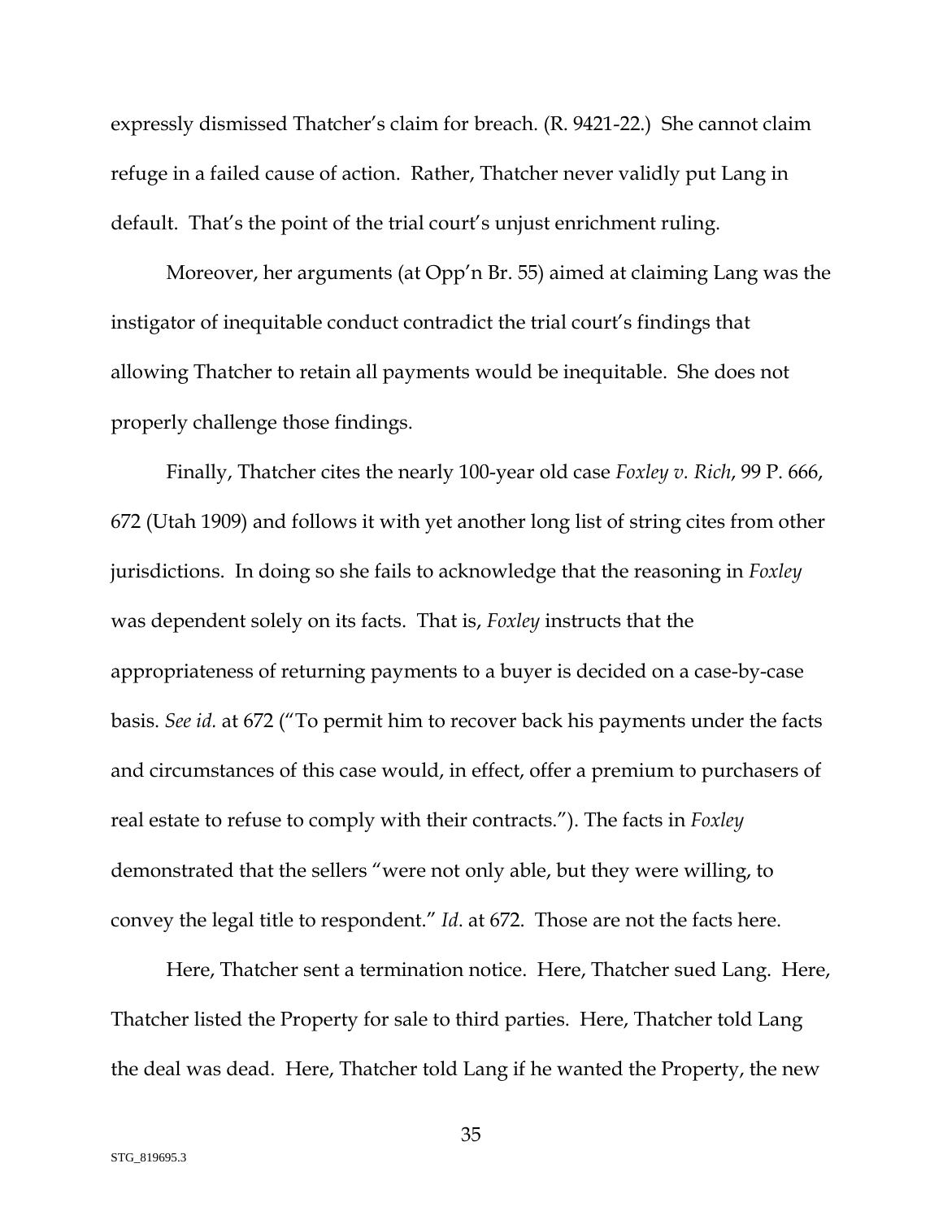expressly dismissed Thatcher's claim for breach. (R. 9421-22.) She cannot claim refuge in a failed cause of action. Rather, Thatcher never validly put Lang in default. That's the point of the trial court's unjust enrichment ruling.

Moreover, her arguments (at Opp'n Br. 55) aimed at claiming Lang was the instigator of inequitable conduct contradict the trial court's findings that allowing Thatcher to retain all payments would be inequitable. She does not properly challenge those findings.

Finally, Thatcher cites the nearly 100-year old case *Foxley v. Rich*, 99 P. 666, 672 (Utah 1909) and follows it with yet another long list of string cites from other jurisdictions. In doing so she fails to acknowledge that the reasoning in *Foxley* was dependent solely on its facts. That is, *Foxley* instructs that the appropriateness of returning payments to a buyer is decided on a case-by-case basis. *See id.* at 672 ("To permit him to recover back his payments under the facts and circumstances of this case would, in effect, offer a premium to purchasers of real estate to refuse to comply with their contracts."). The facts in *Foxley* demonstrated that the sellers "were not only able, but they were willing, to convey the legal title to respondent." *Id*. at 672. Those are not the facts here.

Here, Thatcher sent a termination notice. Here, Thatcher sued Lang. Here, Thatcher listed the Property for sale to third parties. Here, Thatcher told Lang the deal was dead. Here, Thatcher told Lang if he wanted the Property, the new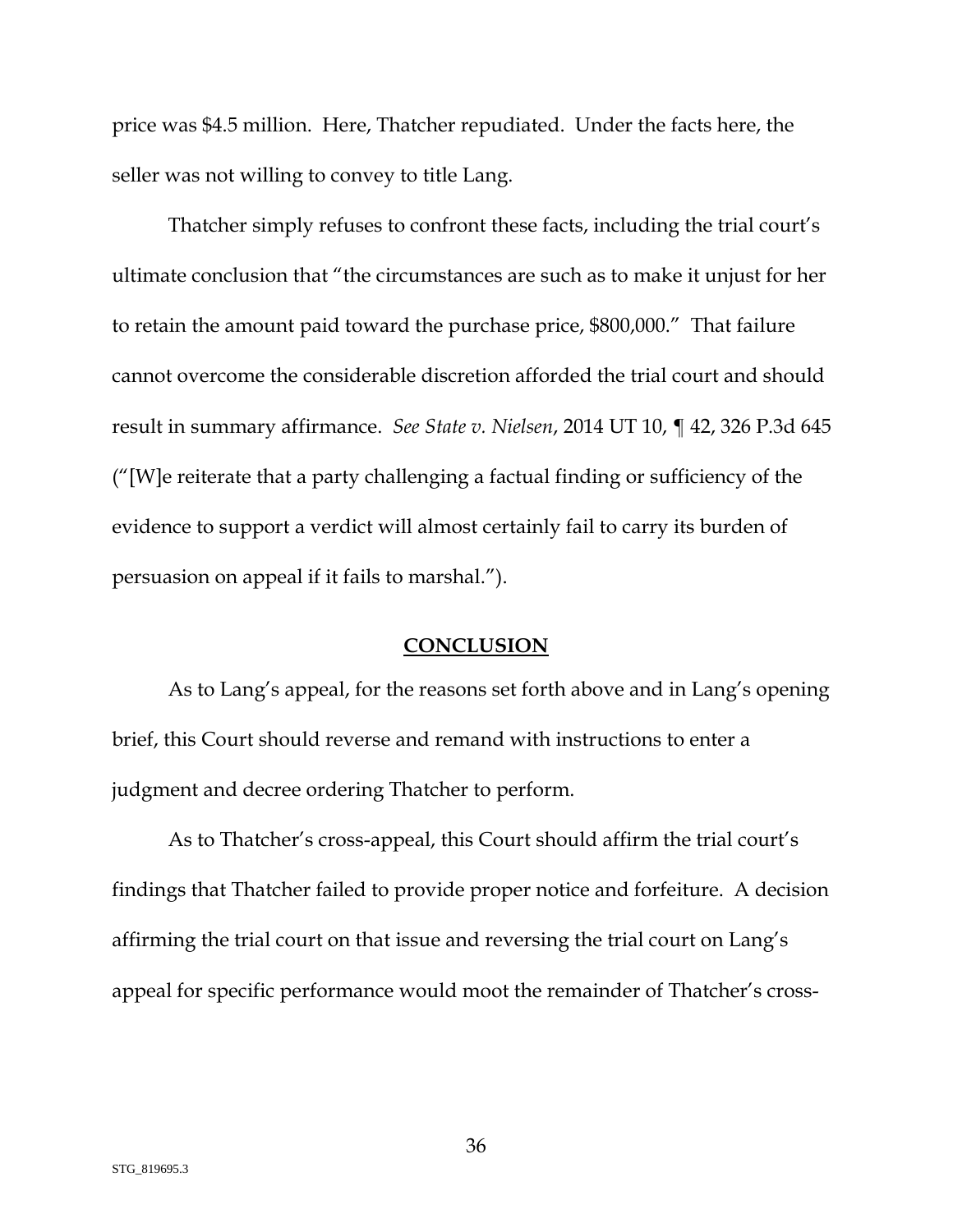price was \$4.5 million. Here, Thatcher repudiated. Under the facts here, the seller was not willing to convey to title Lang.

Thatcher simply refuses to confront these facts, including the trial court's ultimate conclusion that "the circumstances are such as to make it unjust for her to retain the amount paid toward the purchase price, \$800,000." That failure cannot overcome the considerable discretion afforded the trial court and should result in summary affirmance. *See State v. Nielsen*, 2014 UT 10, ¶ 42, 326 P.3d 645 ("[W]e reiterate that a party challenging a factual finding or sufficiency of the evidence to support a verdict will almost certainly fail to carry its burden of persuasion on appeal if it fails to marshal.").

## CONCLUSION

As to Lang's appeal, for the reasons set forth above and in Lang's opening brief, this Court should reverse and remand with instructions to enter a judgment and decree ordering Thatcher to perform.

As to Thatcher's cross-appeal, this Court should affirm the trial court's findings that Thatcher failed to provide proper notice and forfeiture. A decision affirming the trial court on that issue and reversing the trial court on Lang's appeal for specific performance would moot the remainder of Thatcher's cross-

STG_819695.3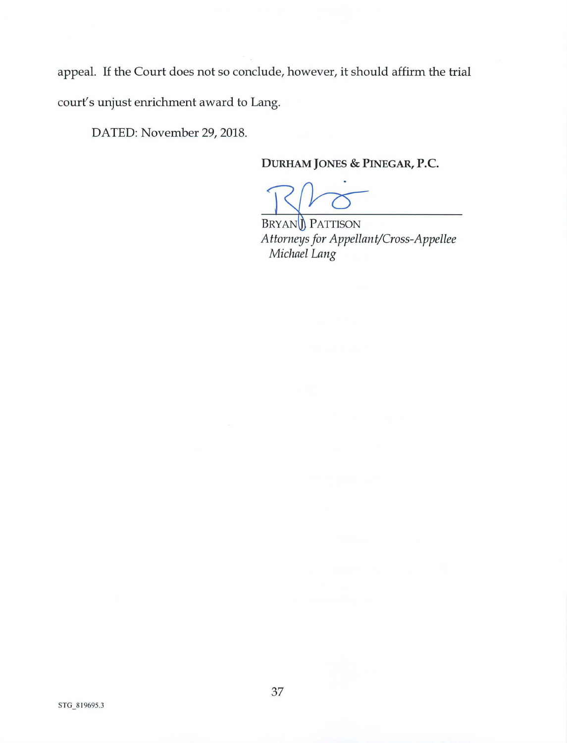appeal. If the Court does not so conclude, however, it should affirm the trial court's unjust enrichment award to Lang.

DATED: November 29, 2018.

**DURHAM JONES & PINEGAR, P.C.**

BRYAN J. PATTISON
*Attorneys for Appellant/Cross-Appellee Michael Lang*

STG_819695.3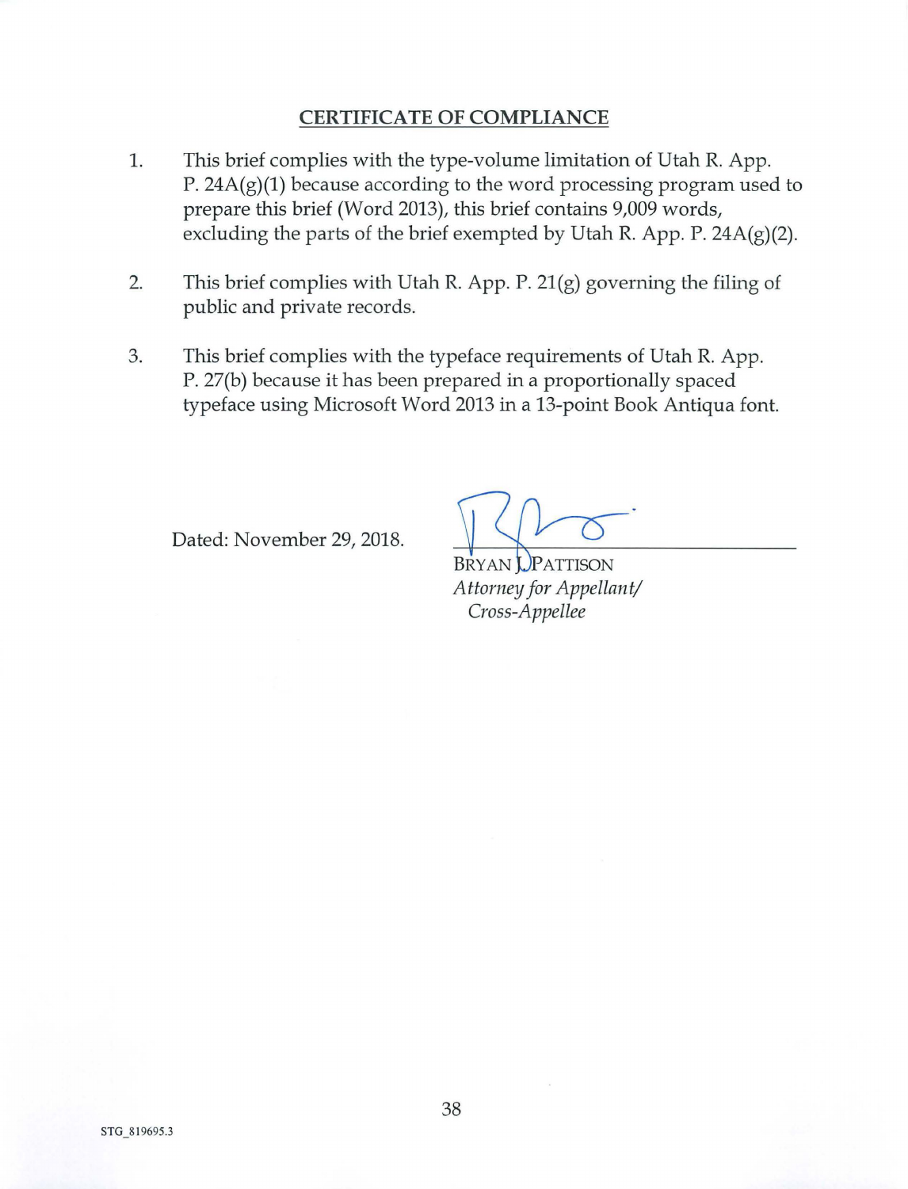## CERTIFICATE OF COMPLIANCE

1. This brief complies with the type-volume limitation of Utah R. App. P. 24A(g)(1) because according to the word processing program used to prepare this brief (Word 2013), this brief contains 9,009 words, excluding the parts of the brief exempted by Utah R. App. P. 24A(g)(2).

2. This brief complies with Utah R. App. P. 21(g) governing the filing of public and private records.

3. This brief complies with the typeface requirements of Utah R. App. P. 27(b) because it has been prepared in a proportionally spaced typeface using Microsoft Word 2013 in a 13-point Book Antiqua font.

Dated: November 29, 2018.

BRYAN J. PATTISON
*Attorney for Appellant/ Cross-Appellee*

STG_819695.3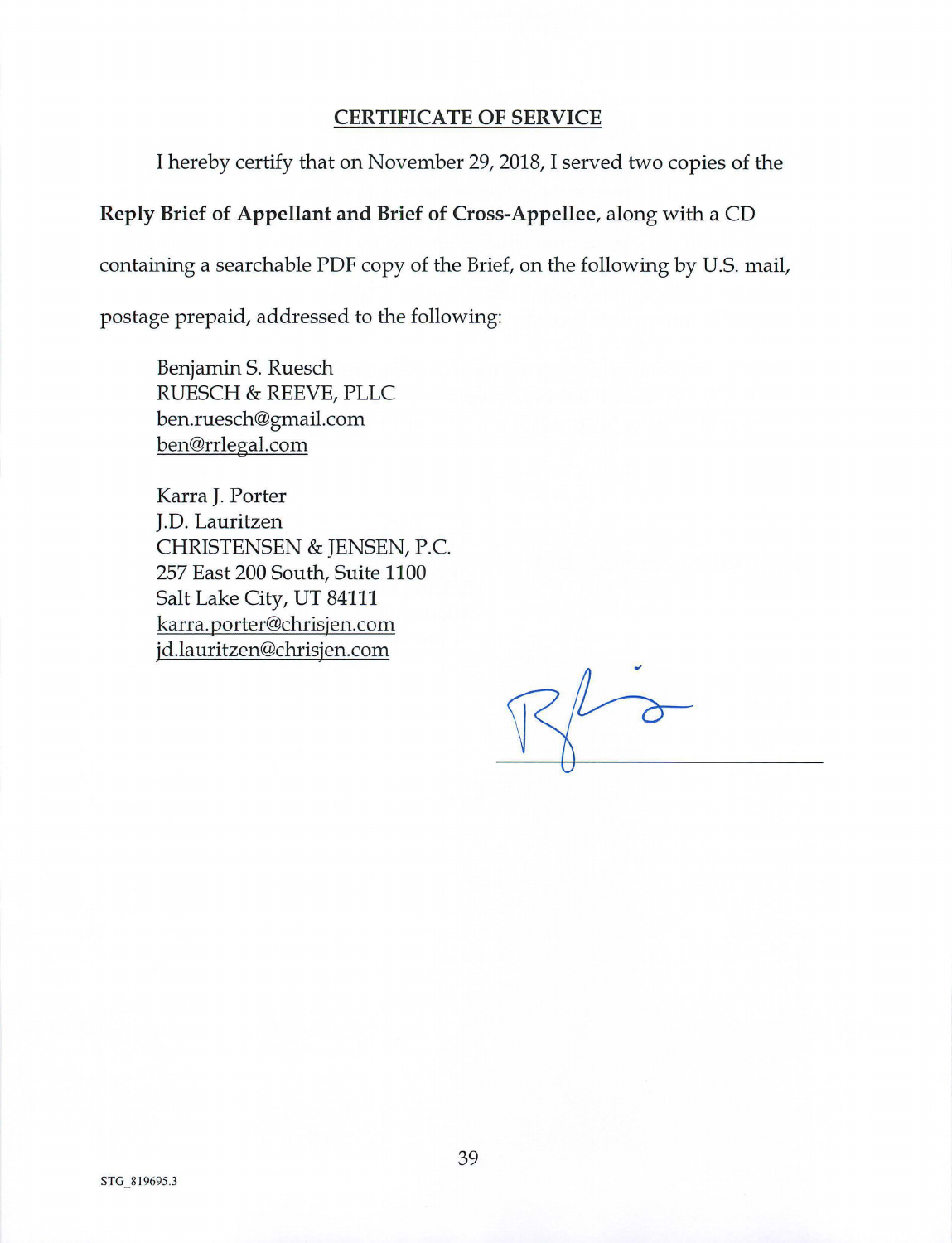## CERTIFICATE OF SERVICE

I hereby certify that on November 29, 2018, I served two copies of the **Reply Brief of Appellant and Brief of Cross-Appellee**, along with a CD containing a searchable PDF copy of the Brief, on the following by U.S. mail, postage prepaid, addressed to the following:

Benjamin S. Ruesch
RUESCH & REEVE, PLLC
ben.ruesch@gmail.com
ben@rrlegal.com

Karra J. Porter
J.D. Lauritzen
CHRISTENSEN & JENSEN, P.C.
257 East 200 South, Suite 1100
Salt Lake City, UT 84111
karra.porter@chrisjen.com
jd.lauritzen@chrisjen.com

STG_819695.3